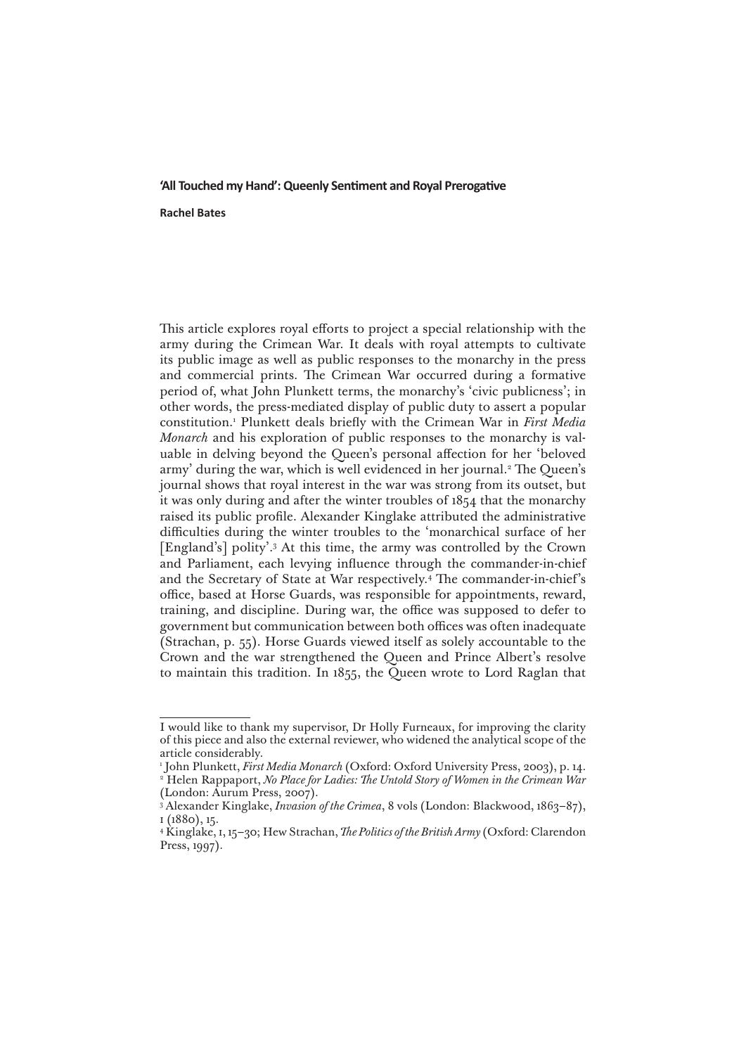# 'All Touched my Hand': Queenly Sentiment and Royal Prerogative

**Rachel Bates**

This article explores royal efforts to project a special relationship with the army during the Crimean War. It deals with royal attempts to cultivate its public image as well as public responses to the monarchy in the press and commercial prints. The Crimean War occurred during a formative period of, what John Plunkett terms, the monarchy's 'civic publicness'; in other words, the press-mediated display of public duty to assert a popular constitution.[1] Plunkett deals briefly with the Crimean War in *First Media Monarch* and his exploration of public responses to the monarchy is valuable in delving beyond the Queen's personal affection for her 'beloved army' during the war, which is well evidenced in her journal.[2] The Queen's journal shows that royal interest in the war was strong from its outset, but it was only during and after the winter troubles of 1854 that the monarchy raised its public profile. Alexander Kinglake attributed the administrative difficulties during the winter troubles to the 'monarchical surface of her [England's] polity'.[3] At this time, the army was controlled by the Crown and Parliament, each levying influence through the commander-in-chief and the Secretary of State at War respectively.[4] The commander-in-chief's office, based at Horse Guards, was responsible for appointments, reward, training, and discipline. During war, the office was supposed to defer to government but communication between both offices was often inadequate (Strachan, p. 55). Horse Guards viewed itself as solely accountable to the Crown and the war strengthened the Queen and Prince Albert's resolve to maintain this tradition. In 1855, the Queen wrote to Lord Raglan that

---

I would like to thank my supervisor, Dr Holly Furneaux, for improving the clarity of this piece and also the external reviewer, who widened the analytical scope of the article considerably.

[1] John Plunkett, *First Media Monarch* (Oxford: Oxford University Press, 2003), p. 14.

[2] Helen Rappaport, *No Place for Ladies: The Untold Story of Women in the Crimean War* (London: Aurum Press, 2007).

[3] Alexander Kinglake, *Invasion of the Crimea*, 8 vols (London: Blackwood, 1863–87), I (1880), 15.

[4] Kinglake, I, 15–30; Hew Strachan, *The Politics of the British Army* (Oxford: Clarendon Press, 1997).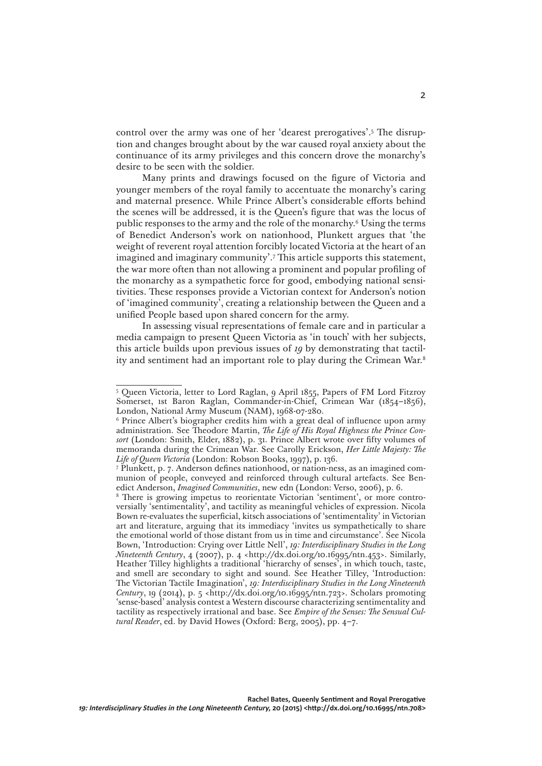control over the army was one of her 'dearest prerogatives'.[5] The disruption and changes brought about by the war caused royal anxiety about the continuance of its army privileges and this concern drove the monarchy's desire to be seen with the soldier.

Many prints and drawings focused on the figure of Victoria and younger members of the royal family to accentuate the monarchy's caring and maternal presence. While Prince Albert's considerable efforts behind the scenes will be addressed, it is the Queen's figure that was the locus of public responses to the army and the role of the monarchy.[6] Using the terms of Benedict Anderson's work on nationhood, Plunkett argues that 'the weight of reverent royal attention forcibly located Victoria at the heart of an imagined and imaginary community'.[7] This article supports this statement, the war more often than not allowing a prominent and popular profiling of the monarchy as a sympathetic force for good, embodying national sensitivities. These responses provide a Victorian context for Anderson's notion of 'imagined community', creating a relationship between the Queen and a unified People based upon shared concern for the army.

In assessing visual representations of female care and in particular a media campaign to present Queen Victoria as 'in touch' with her subjects, this article builds upon previous issues of *19* by demonstrating that tactility and sentiment had an important role to play during the Crimean War.[8]

---

[5] Queen Victoria, letter to Lord Raglan, 9 April 1855, Papers of FM Lord Fitzroy Somerset, 1st Baron Raglan, Commander-in-Chief, Crimean War (1854–1856), London, National Army Museum (NAM), 1968-07-280.

[6] Prince Albert's biographer credits him with a great deal of influence upon army administration. See Theodore Martin, *The Life of His Royal Highness the Prince Consort* (London: Smith, Elder, 1882), p. 31. Prince Albert wrote over fifty volumes of memoranda during the Crimean War. See Carolly Erickson, *Her Little Majesty: The Life of Queen Victoria* (London: Robson Books, 1997), p. 136.

[7] Plunkett, p. 7. Anderson defines nationhood, or nation-ness, as an imagined communion of people, conveyed and reinforced through cultural artefacts. See Benedict Anderson, *Imagined Communities*, new edn (London: Verso, 2006), p. 6.

[8] There is growing impetus to reorientate Victorian 'sentiment', or more controversially 'sentimentality', and tactility as meaningful vehicles of expression. Nicola Bown re-evaluates the superficial, kitsch associations of 'sentimentality' in Victorian art and literature, arguing that its immediacy 'invites us sympathetically to share the emotional world of those distant from us in time and circumstance'. See Nicola Bown, 'Introduction: Crying over Little Nell', *19: Interdisciplinary Studies in the Long Nineteenth Century*, 4 (2007), p. 4 <http://dx.doi.org/10.16995/ntn.453>. Similarly, Heather Tilley highlights a traditional 'hierarchy of senses', in which touch, taste, and smell are secondary to sight and sound. See Heather Tilley, 'Introduction: The Victorian Tactile Imagination', *19: Interdisciplinary Studies in the Long Nineteenth Century*, 19 (2014), p. 5 <http://dx.doi.org/10.16995/ntn.723>. Scholars promoting 'sense-based' analysis contest a Western discourse characterizing sentimentality and tactility as respectively irrational and base. See *Empire of the Senses: The Sensual Cultural Reader*, ed. by David Howes (Oxford: Berg, 2005), pp. 4–7.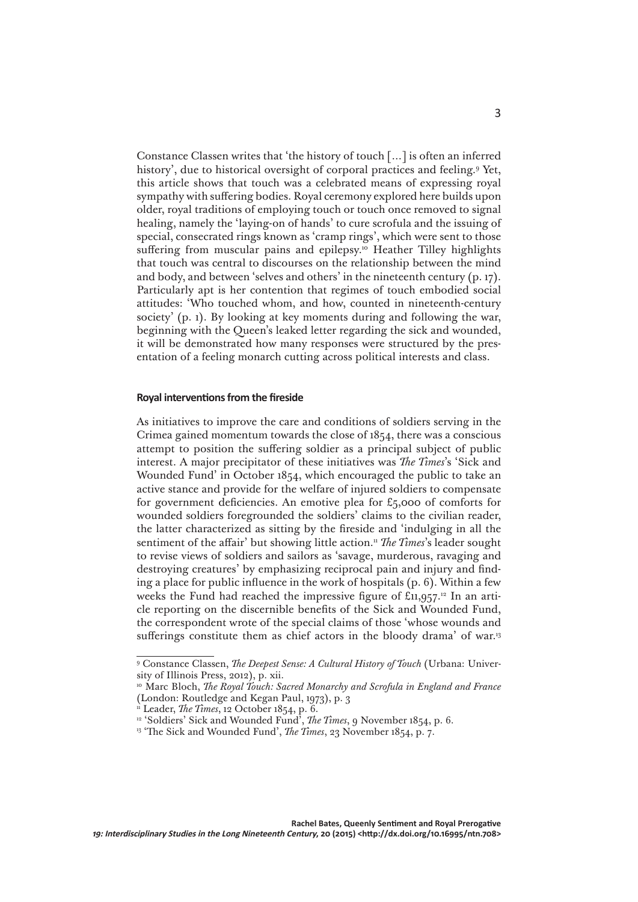Constance Classen writes that 'the history of touch […] is often an inferred history', due to historical oversight of corporal practices and feeling.[9] Yet, this article shows that touch was a celebrated means of expressing royal sympathy with suffering bodies. Royal ceremony explored here builds upon older, royal traditions of employing touch or touch once removed to signal healing, namely the 'laying-on of hands' to cure scrofula and the issuing of special, consecrated rings known as 'cramp rings', which were sent to those suffering from muscular pains and epilepsy.[10] Heather Tilley highlights that touch was central to discourses on the relationship between the mind and body, and between 'selves and others' in the nineteenth century (p. 17). Particularly apt is her contention that regimes of touch embodied social attitudes: 'Who touched whom, and how, counted in nineteenth-century society' (p. 1). By looking at key moments during and following the war, beginning with the Queen's leaked letter regarding the sick and wounded, it will be demonstrated how many responses were structured by the presentation of a feeling monarch cutting across political interests and class.

## Royal interventions from the fireside

As initiatives to improve the care and conditions of soldiers serving in the Crimea gained momentum towards the close of 1854, there was a conscious attempt to position the suffering soldier as a principal subject of public interest. A major precipitator of these initiatives was *The Times*'s 'Sick and Wounded Fund' in October 1854, which encouraged the public to take an active stance and provide for the welfare of injured soldiers to compensate for government deficiencies. An emotive plea for £5,000 of comforts for wounded soldiers foregrounded the soldiers' claims to the civilian reader, the latter characterized as sitting by the fireside and 'indulging in all the sentiment of the affair' but showing little action.[11] *The Times*'s leader sought to revise views of soldiers and sailors as 'savage, murderous, ravaging and destroying creatures' by emphasizing reciprocal pain and injury and finding a place for public influence in the work of hospitals (p. 6). Within a few weeks the Fund had reached the impressive figure of £11,957.[12] In an article reporting on the discernible benefits of the Sick and Wounded Fund, the correspondent wrote of the special claims of those 'whose wounds and sufferings constitute them as chief actors in the bloody drama' of war.[13]

---

[9] Constance Classen, *The Deepest Sense: A Cultural History of Touch* (Urbana: University of Illinois Press, 2012), p. xii.

[10] Marc Bloch, *The Royal Touch: Sacred Monarchy and Scrofula in England and France* (London: Routledge and Kegan Paul, 1973), p. 3

[11] Leader, *The Times*, 12 October 1854, p. 6.

[12] 'Soldiers' Sick and Wounded Fund', *The Times*, 9 November 1854, p. 6.

[13] 'The Sick and Wounded Fund', *The Times*, 23 November 1854, p. 7.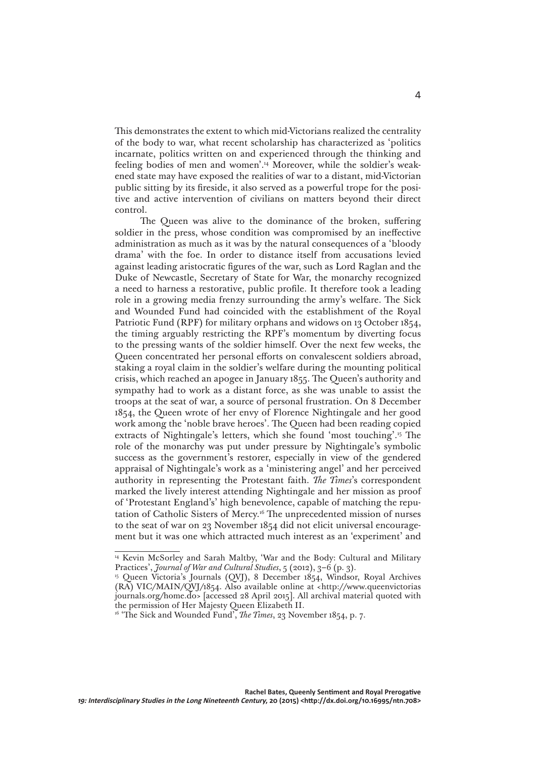This demonstrates the extent to which mid-Victorians realized the centrality of the body to war, what recent scholarship has characterized as 'politics incarnate, politics written on and experienced through the thinking and feeling bodies of men and women'.[14] Moreover, while the soldier's weakened state may have exposed the realities of war to a distant, mid-Victorian public sitting by its fireside, it also served as a powerful trope for the positive and active intervention of civilians on matters beyond their direct control.

The Queen was alive to the dominance of the broken, suffering soldier in the press, whose condition was compromised by an ineffective administration as much as it was by the natural consequences of a 'bloody drama' with the foe. In order to distance itself from accusations levied against leading aristocratic figures of the war, such as Lord Raglan and the Duke of Newcastle, Secretary of State for War, the monarchy recognized a need to harness a restorative, public profile. It therefore took a leading role in a growing media frenzy surrounding the army's welfare. The Sick and Wounded Fund had coincided with the establishment of the Royal Patriotic Fund (RPF) for military orphans and widows on 13 October 1854, the timing arguably restricting the RPF's momentum by diverting focus to the pressing wants of the soldier himself. Over the next few weeks, the Queen concentrated her personal efforts on convalescent soldiers abroad, staking a royal claim in the soldier's welfare during the mounting political crisis, which reached an apogee in January 1855. The Queen's authority and sympathy had to work as a distant force, as she was unable to assist the troops at the seat of war, a source of personal frustration. On 8 December 1854, the Queen wrote of her envy of Florence Nightingale and her good work among the 'noble brave heroes'. The Queen had been reading copied extracts of Nightingale's letters, which she found 'most touching'.[15] The role of the monarchy was put under pressure by Nightingale's symbolic success as the government's restorer, especially in view of the gendered appraisal of Nightingale's work as a 'ministering angel' and her perceived authority in representing the Protestant faith. *The Times*'s correspondent marked the lively interest attending Nightingale and her mission as proof of 'Protestant England's' high benevolence, capable of matching the reputation of Catholic Sisters of Mercy.[16] The unprecedented mission of nurses to the seat of war on 23 November 1854 did not elicit universal encouragement but it was one which attracted much interest as an 'experiment' and

---

[14] Kevin McSorley and Sarah Maltby, 'War and the Body: Cultural and Military Practices', *Journal of War and Cultural Studies*, 5 (2012), 3–6 (p. 3).

[15] Queen Victoria's Journals (QVJ), 8 December 1854, Windsor, Royal Archives (RA) VIC/MAIN/QVJ/1854. Also available online at <http://www.queenvictoriasjournals.org/home.do> [accessed 28 April 2015]. All archival material quoted with the permission of Her Majesty Queen Elizabeth II.

[16] 'The Sick and Wounded Fund', *The Times*, 23 November 1854, p. 7.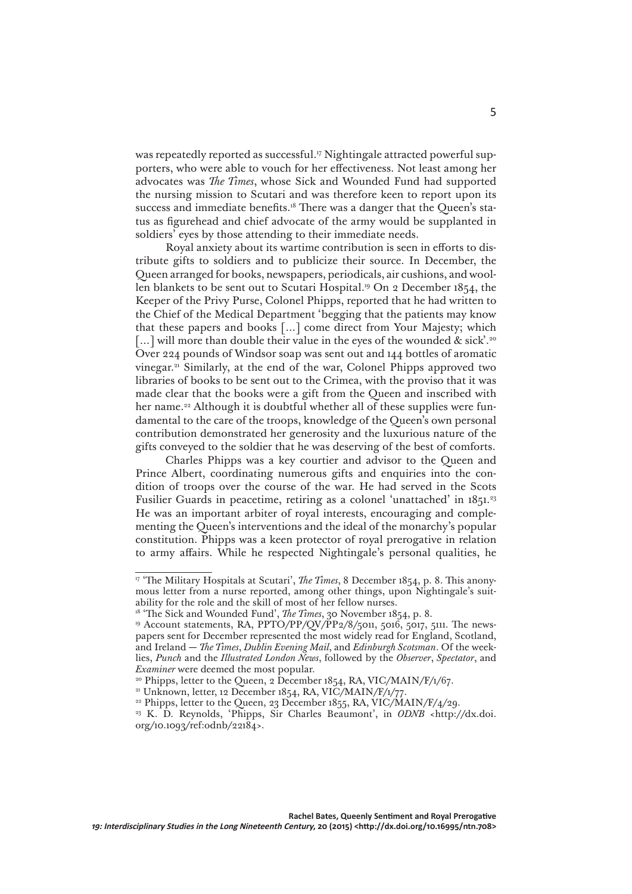was repeatedly reported as successful.[17] Nightingale attracted powerful supporters, who were able to vouch for her effectiveness. Not least among her advocates was *The Times*, whose Sick and Wounded Fund had supported the nursing mission to Scutari and was therefore keen to report upon its success and immediate benefits.[18] There was a danger that the Queen's status as figurehead and chief advocate of the army would be supplanted in soldiers' eyes by those attending to their immediate needs.

Royal anxiety about its wartime contribution is seen in efforts to distribute gifts to soldiers and to publicize their source. In December, the Queen arranged for books, newspapers, periodicals, air cushions, and woollen blankets to be sent out to Scutari Hospital.[19] On 2 December 1854, the Keeper of the Privy Purse, Colonel Phipps, reported that he had written to the Chief of the Medical Department 'begging that the patients may know that these papers and books [...] come direct from Your Majesty; which [...] will more than double their value in the eyes of the wounded & sick'.[20] Over 224 pounds of Windsor soap was sent out and 144 bottles of aromatic vinegar.[21] Similarly, at the end of the war, Colonel Phipps approved two libraries of books to be sent out to the Crimea, with the proviso that it was made clear that the books were a gift from the Queen and inscribed with her name.[22] Although it is doubtful whether all of these supplies were fundamental to the care of the troops, knowledge of the Queen's own personal contribution demonstrated her generosity and the luxurious nature of the gifts conveyed to the soldier that he was deserving of the best of comforts.

Charles Phipps was a key courtier and advisor to the Queen and Prince Albert, coordinating numerous gifts and enquiries into the condition of troops over the course of the war. He had served in the Scots Fusilier Guards in peacetime, retiring as a colonel 'unattached' in 1851.[23] He was an important arbiter of royal interests, encouraging and complementing the Queen's interventions and the ideal of the monarchy's popular constitution. Phipps was a keen protector of royal prerogative in relation to army affairs. While he respected Nightingale's personal qualities, he

---

[17] 'The Military Hospitals at Scutari', *The Times*, 8 December 1854, p. 8. This anonymous letter from a nurse reported, among other things, upon Nightingale's suitability for the role and the skill of most of her fellow nurses.

[18] 'The Sick and Wounded Fund', *The Times*, 30 November 1854, p. 8.

[19] Account statements, RA, PPTO/PP/QV/PP2/8/5011, 5016, 5017, 5111. The newspapers sent for December represented the most widely read for England, Scotland, and Ireland — *The Times*, *Dublin Evening Mail*, and *Edinburgh Scotsman*. Of the weeklies, *Punch* and the *Illustrated London News*, followed by the *Observer*, *Spectator*, and *Examiner* were deemed the most popular.

[20] Phipps, letter to the Queen, 2 December 1854, RA, VIC/MAIN/F/1/67.

[21] Unknown, letter, 12 December 1854, RA, VIC/MAIN/F/1/77.

[22] Phipps, letter to the Queen, 23 December 1855, RA, VIC/MAIN/F/4/29.

[23] K. D. Reynolds, 'Phipps, Sir Charles Beaumont', in *ODNB* <http://dx.doi.org/10.1093/ref:odnb/22184>.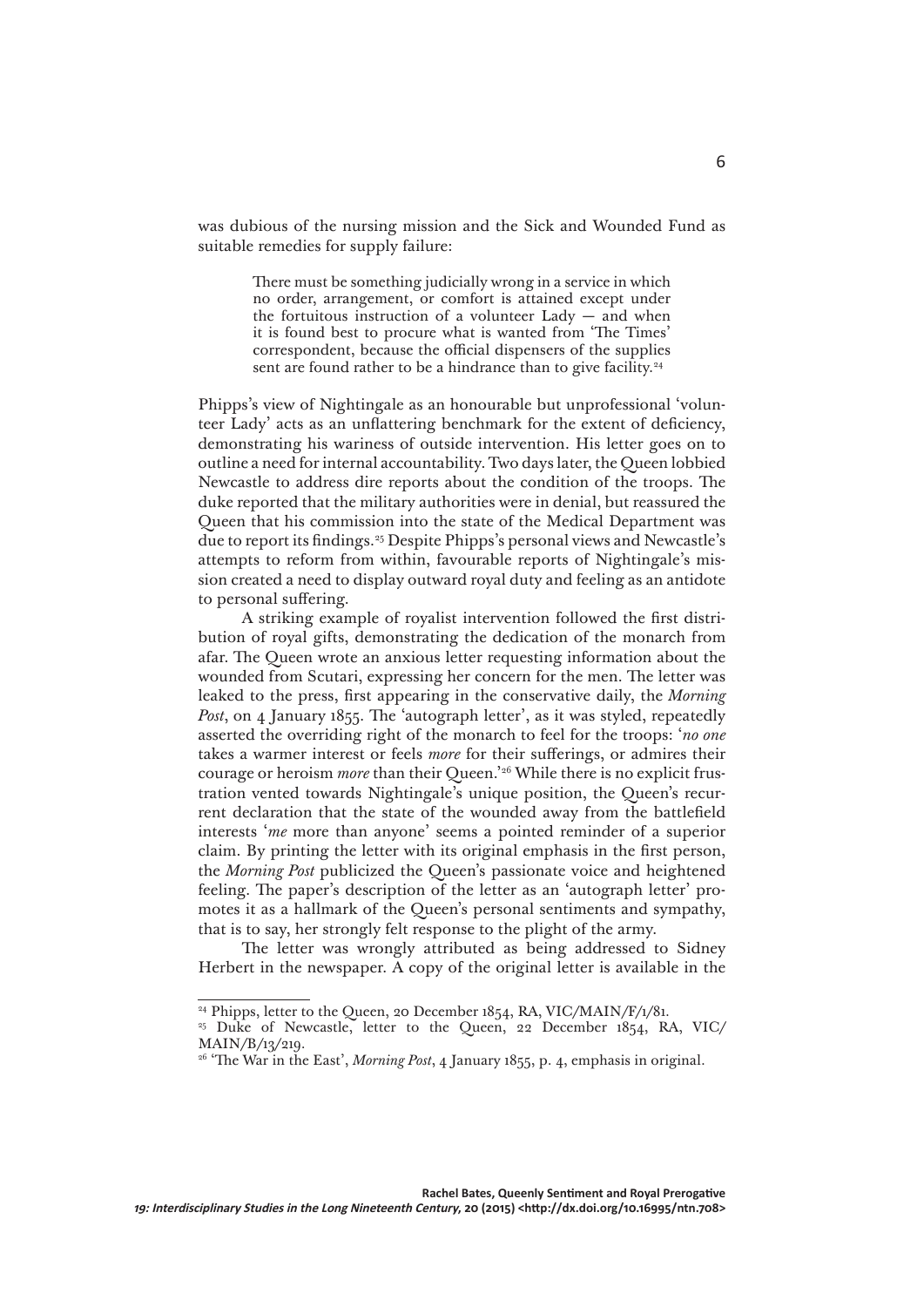was dubious of the nursing mission and the Sick and Wounded Fund as suitable remedies for supply failure:

> There must be something judicially wrong in a service in which no order, arrangement, or comfort is attained except under the fortuitous instruction of a volunteer Lady — and when it is found best to procure what is wanted from 'The Times' correspondent, because the official dispensers of the supplies sent are found rather to be a hindrance than to give facility.[24]

Phipps's view of Nightingale as an honourable but unprofessional 'volunteer Lady' acts as an unflattering benchmark for the extent of deficiency, demonstrating his wariness of outside intervention. His letter goes on to outline a need for internal accountability. Two days later, the Queen lobbied Newcastle to address dire reports about the condition of the troops. The duke reported that the military authorities were in denial, but reassured the Queen that his commission into the state of the Medical Department was due to report its findings.[25] Despite Phipps's personal views and Newcastle's attempts to reform from within, favourable reports of Nightingale's mission created a need to display outward royal duty and feeling as an antidote to personal suffering.

A striking example of royalist intervention followed the first distribution of royal gifts, demonstrating the dedication of the monarch from afar. The Queen wrote an anxious letter requesting information about the wounded from Scutari, expressing her concern for the men. The letter was leaked to the press, first appearing in the conservative daily, the *Morning Post*, on 4 January 1855. The 'autograph letter', as it was styled, repeatedly asserted the overriding right of the monarch to feel for the troops: '*no one* takes a warmer interest or feels *more* for their sufferings, or admires their courage or heroism *more* than their Queen.'[26] While there is no explicit frustration vented towards Nightingale's unique position, the Queen's recurrent declaration that the state of the wounded away from the battlefield interests '*me* more than anyone' seems a pointed reminder of a superior claim. By printing the letter with its original emphasis in the first person, the *Morning Post* publicized the Queen's passionate voice and heightened feeling. The paper's description of the letter as an 'autograph letter' promotes it as a hallmark of the Queen's personal sentiments and sympathy, that is to say, her strongly felt response to the plight of the army.

The letter was wrongly attributed as being addressed to Sidney Herbert in the newspaper. A copy of the original letter is available in the

---

[24] Phipps, letter to the Queen, 20 December 1854, RA, VIC/MAIN/F/1/81.

[25] Duke of Newcastle, letter to the Queen, 22 December 1854, RA, VIC/MAIN/B/13/219.

[26] 'The War in the East', *Morning Post*, 4 January 1855, p. 4, emphasis in original.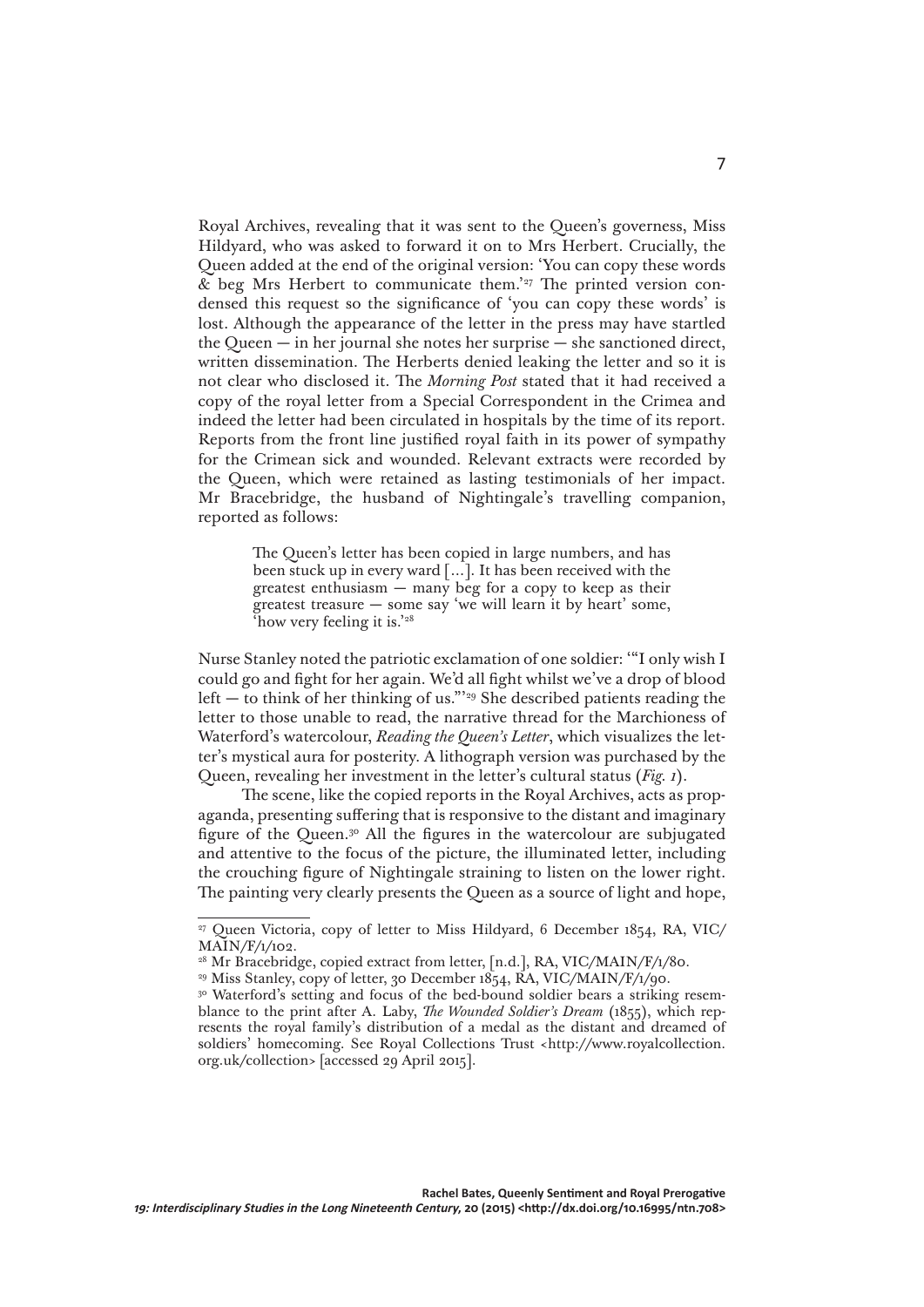Royal Archives, revealing that it was sent to the Queen's governess, Miss Hildyard, who was asked to forward it on to Mrs Herbert. Crucially, the Queen added at the end of the original version: 'You can copy these words & beg Mrs Herbert to communicate them.'[27] The printed version condensed this request so the significance of 'you can copy these words' is lost. Although the appearance of the letter in the press may have startled the Queen — in her journal she notes her surprise — she sanctioned direct, written dissemination. The Herberts denied leaking the letter and so it is not clear who disclosed it. The *Morning Post* stated that it had received a copy of the royal letter from a Special Correspondent in the Crimea and indeed the letter had been circulated in hospitals by the time of its report. Reports from the front line justified royal faith in its power of sympathy for the Crimean sick and wounded. Relevant extracts were recorded by the Queen, which were retained as lasting testimonials of her impact. Mr Bracebridge, the husband of Nightingale's travelling companion, reported as follows:

> The Queen's letter has been copied in large numbers, and has been stuck up in every ward [...]. It has been received with the greatest enthusiasm — many beg for a copy to keep as their greatest treasure — some say 'we will learn it by heart' some, 'how very feeling it is.'[28]

Nurse Stanley noted the patriotic exclamation of one soldier: '"I only wish I could go and fight for her again. We'd all fight whilst we've a drop of blood left — to think of her thinking of us."'[29] She described patients reading the letter to those unable to read, the narrative thread for the Marchioness of Waterford's watercolour, *Reading the Queen's Letter*, which visualizes the letter's mystical aura for posterity. A lithograph version was purchased by the Queen, revealing her investment in the letter's cultural status (*Fig. 1*).

The scene, like the copied reports in the Royal Archives, acts as propaganda, presenting suffering that is responsive to the distant and imaginary figure of the Queen.[30] All the figures in the watercolour are subjugated and attentive to the focus of the picture, the illuminated letter, including the crouching figure of Nightingale straining to listen on the lower right. The painting very clearly presents the Queen as a source of light and hope,

---

[27] Queen Victoria, copy of letter to Miss Hildyard, 6 December 1854, RA, VIC/MAIN/F/1/102.

[28] Mr Bracebridge, copied extract from letter, [n.d.], RA, VIC/MAIN/F/1/80.

[29] Miss Stanley, copy of letter, 30 December 1854, RA, VIC/MAIN/F/1/90.

[30] Waterford's setting and focus of the bed-bound soldier bears a striking resemblance to the print after A. Laby, *The Wounded Soldier's Dream* (1855), which represents the royal family's distribution of a medal as the distant and dreamed of soldiers' homecoming. See Royal Collections Trust <http://www.royalcollection.org.uk/collection> [accessed 29 April 2015].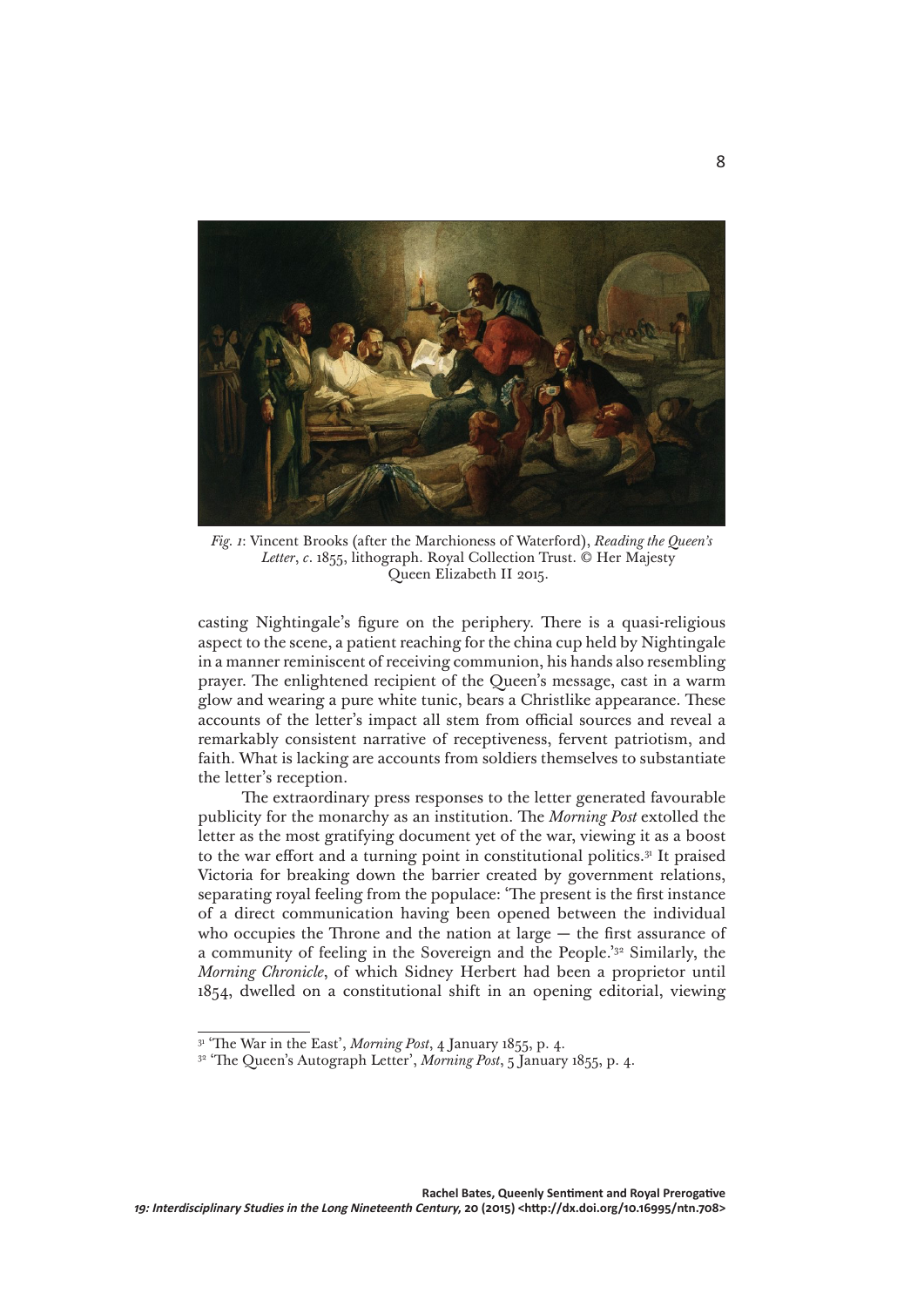*Fig. 1*: Vincent Brooks (after the Marchioness of Waterford), *Reading the Queen's Letter*, *c*. 1855, lithograph. Royal Collection Trust. © Her Majesty Queen Elizabeth II 2015.

casting Nightingale's figure on the periphery. There is a quasi-religious aspect to the scene, a patient reaching for the china cup held by Nightingale in a manner reminiscent of receiving communion, his hands also resembling prayer. The enlightened recipient of the Queen's message, cast in a warm glow and wearing a pure white tunic, bears a Christlike appearance. These accounts of the letter's impact all stem from official sources and reveal a remarkably consistent narrative of receptiveness, fervent patriotism, and faith. What is lacking are accounts from soldiers themselves to substantiate the letter's reception.

The extraordinary press responses to the letter generated favourable publicity for the monarchy as an institution. The *Morning Post* extolled the letter as the most gratifying document yet of the war, viewing it as a boost to the war effort and a turning point in constitutional politics.[31] It praised Victoria for breaking down the barrier created by government relations, separating royal feeling from the populace: 'The present is the first instance of a direct communication having been opened between the individual who occupies the Throne and the nation at large — the first assurance of a community of feeling in the Sovereign and the People.'[32] Similarly, the *Morning Chronicle*, of which Sidney Herbert had been a proprietor until 1854, dwelled on a constitutional shift in an opening editorial, viewing

[31] 'The War in the East', *Morning Post*, 4 January 1855, p. 4.

[32] 'The Queen's Autograph Letter', *Morning Post*, 5 January 1855, p. 4.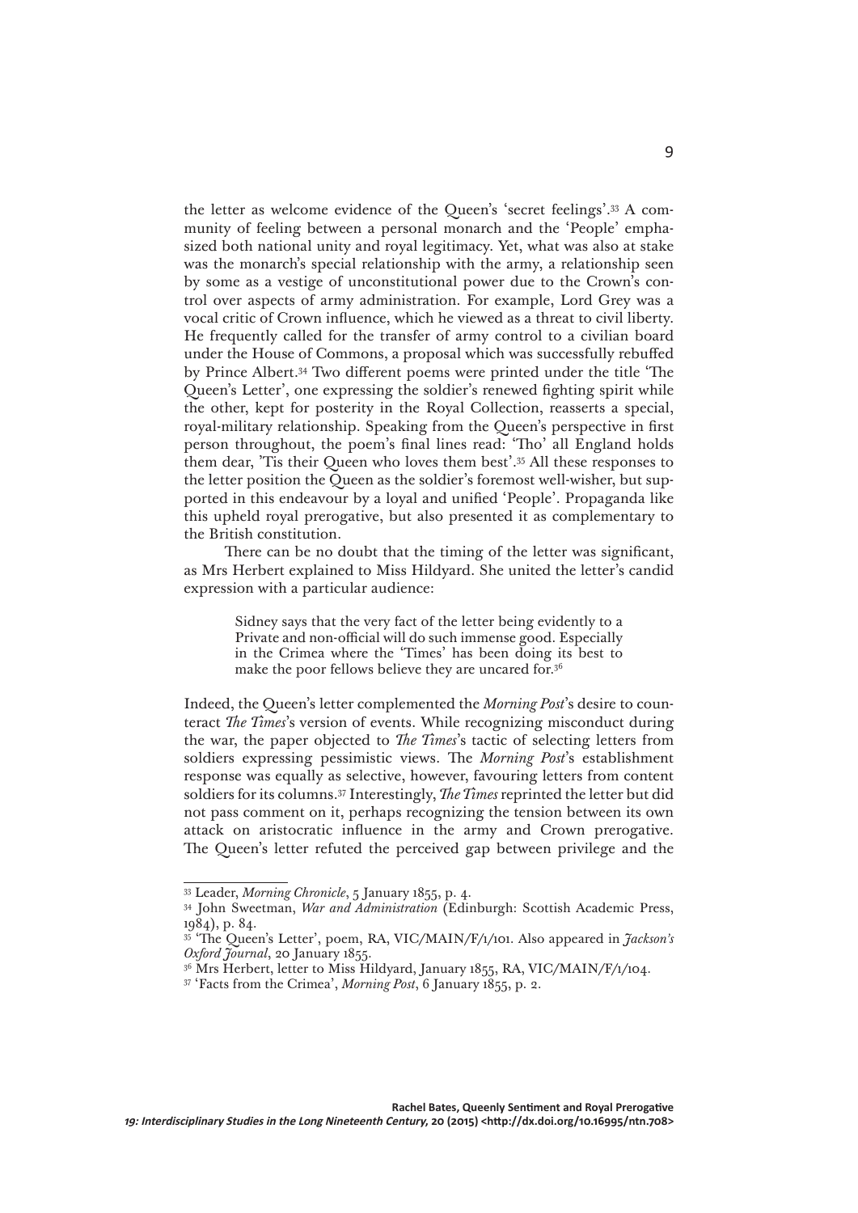the letter as welcome evidence of the Queen's 'secret feelings'.[33] A community of feeling between a personal monarch and the 'People' emphasized both national unity and royal legitimacy. Yet, what was also at stake was the monarch's special relationship with the army, a relationship seen by some as a vestige of unconstitutional power due to the Crown's control over aspects of army administration. For example, Lord Grey was a vocal critic of Crown influence, which he viewed as a threat to civil liberty. He frequently called for the transfer of army control to a civilian board under the House of Commons, a proposal which was successfully rebuffed by Prince Albert.[34] Two different poems were printed under the title 'The Queen's Letter', one expressing the soldier's renewed fighting spirit while the other, kept for posterity in the Royal Collection, reasserts a special, royal-military relationship. Speaking from the Queen's perspective in first person throughout, the poem's final lines read: 'Tho' all England holds them dear, 'Tis their Queen who loves them best'.[35] All these responses to the letter position the Queen as the soldier's foremost well-wisher, but supported in this endeavour by a loyal and unified 'People'. Propaganda like this upheld royal prerogative, but also presented it as complementary to the British constitution.

There can be no doubt that the timing of the letter was significant, as Mrs Herbert explained to Miss Hildyard. She united the letter's candid expression with a particular audience:

> Sidney says that the very fact of the letter being evidently to a Private and non-official will do such immense good. Especially in the Crimea where the 'Times' has been doing its best to make the poor fellows believe they are uncared for.[36]

Indeed, the Queen's letter complemented the *Morning Post*'s desire to counteract *The Times*'s version of events. While recognizing misconduct during the war, the paper objected to *The Times*'s tactic of selecting letters from soldiers expressing pessimistic views. The *Morning Post*'s establishment response was equally as selective, however, favouring letters from content soldiers for its columns.[37] Interestingly, *The Times* reprinted the letter but did not pass comment on it, perhaps recognizing the tension between its own attack on aristocratic influence in the army and Crown prerogative. The Queen's letter refuted the perceived gap between privilege and the

---

[33] Leader, *Morning Chronicle*, 5 January 1855, p. 4.

[34] John Sweetman, *War and Administration* (Edinburgh: Scottish Academic Press, 1984), p. 84.

[35] 'The Queen's Letter', poem, RA, VIC/MAIN/F/1/101. Also appeared in *Jackson's Oxford Journal*, 20 January 1855.

[36] Mrs Herbert, letter to Miss Hildyard, January 1855, RA, VIC/MAIN/F/1/104.

[37] 'Facts from the Crimea', *Morning Post*, 6 January 1855, p. 2.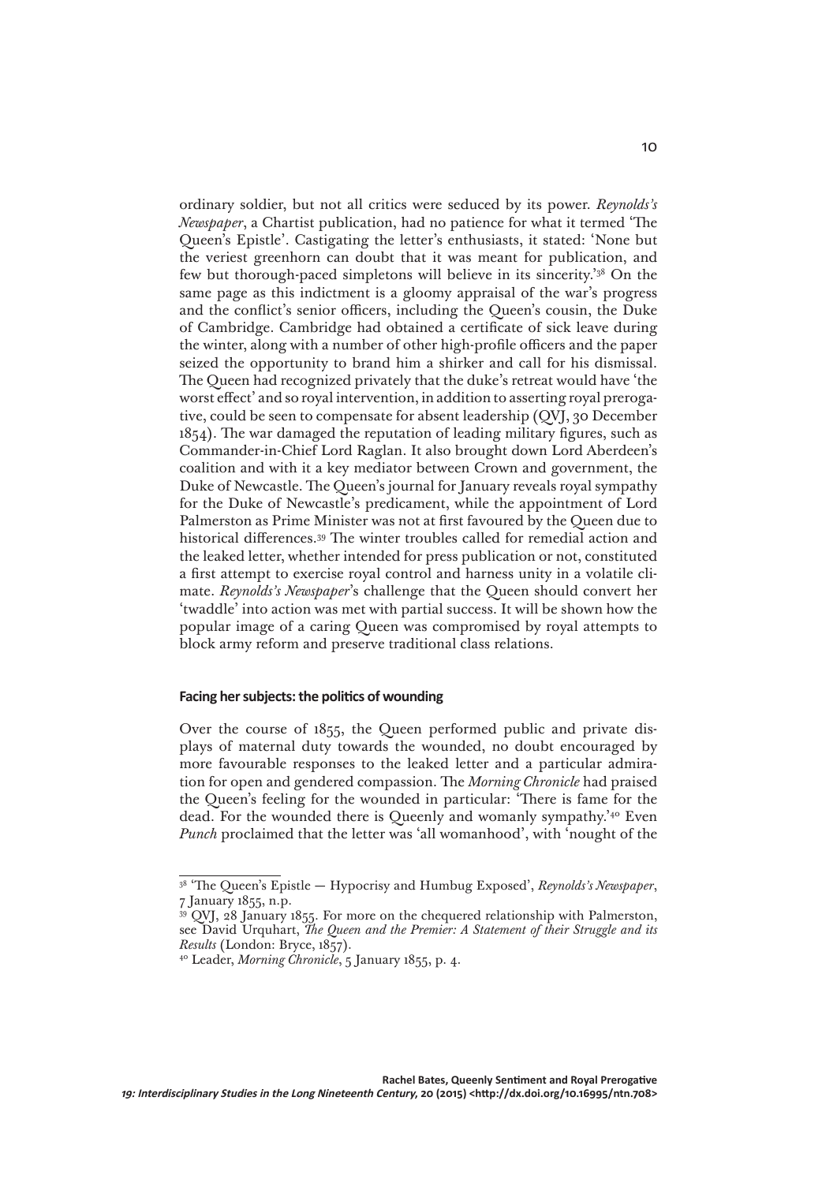ordinary soldier, but not all critics were seduced by its power. *Reynolds's Newspaper*, a Chartist publication, had no patience for what it termed 'The Queen's Epistle'. Castigating the letter's enthusiasts, it stated: 'None but the veriest greenhorn can doubt that it was meant for publication, and few but thorough-paced simpletons will believe in its sincerity.'[38] On the same page as this indictment is a gloomy appraisal of the war's progress and the conflict's senior officers, including the Queen's cousin, the Duke of Cambridge. Cambridge had obtained a certificate of sick leave during the winter, along with a number of other high-profile officers and the paper seized the opportunity to brand him a shirker and call for his dismissal. The Queen had recognized privately that the duke's retreat would have 'the worst effect' and so royal intervention, in addition to asserting royal prerogative, could be seen to compensate for absent leadership (QVJ, 30 December 1854). The war damaged the reputation of leading military figures, such as Commander-in-Chief Lord Raglan. It also brought down Lord Aberdeen's coalition and with it a key mediator between Crown and government, the Duke of Newcastle. The Queen's journal for January reveals royal sympathy for the Duke of Newcastle's predicament, while the appointment of Lord Palmerston as Prime Minister was not at first favoured by the Queen due to historical differences.[39] The winter troubles called for remedial action and the leaked letter, whether intended for press publication or not, constituted a first attempt to exercise royal control and harness unity in a volatile climate. *Reynolds's Newspaper*'s challenge that the Queen should convert her 'twaddle' into action was met with partial success. It will be shown how the popular image of a caring Queen was compromised by royal attempts to block army reform and preserve traditional class relations.

### Facing her subjects: the politics of wounding

Over the course of 1855, the Queen performed public and private displays of maternal duty towards the wounded, no doubt encouraged by more favourable responses to the leaked letter and a particular admiration for open and gendered compassion. The *Morning Chronicle* had praised the Queen's feeling for the wounded in particular: 'There is fame for the dead. For the wounded there is Queenly and womanly sympathy.'[40] Even *Punch* proclaimed that the letter was 'all womanhood', with 'nought of the

---

[38] 'The Queen's Epistle — Hypocrisy and Humbug Exposed', *Reynolds's Newspaper*, 7 January 1855, n.p.

[39] QVJ, 28 January 1855. For more on the chequered relationship with Palmerston, see David Urquhart, *The Queen and the Premier: A Statement of their Struggle and its Results* (London: Bryce, 1857).

[40] Leader, *Morning Chronicle*, 5 January 1855, p. 4.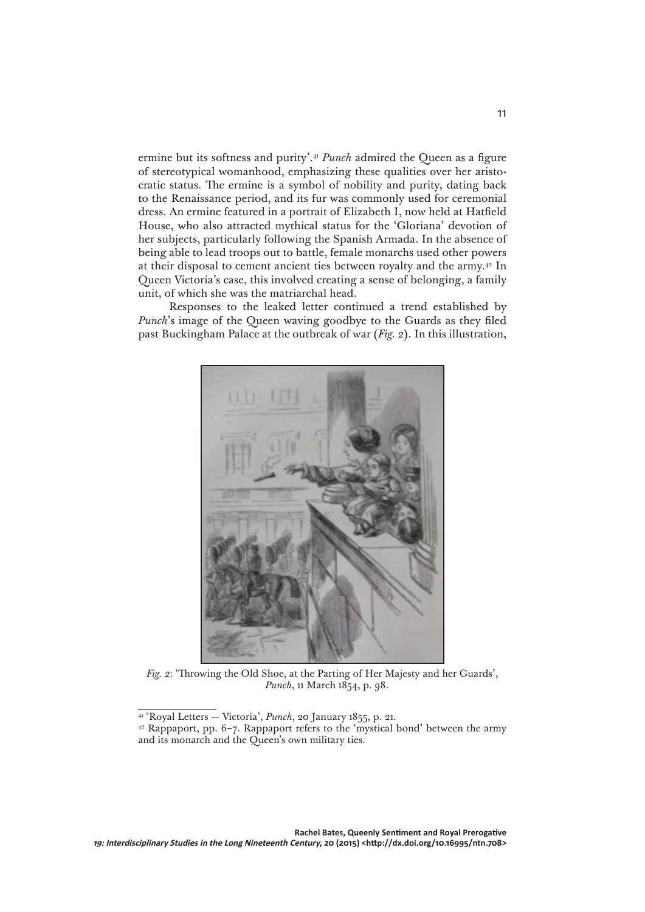ermine but its softness and purity'.[41] *Punch* admired the Queen as a figure of stereotypical womanhood, emphasizing these qualities over her aristocratic status. The ermine is a symbol of nobility and purity, dating back to the Renaissance period, and its fur was commonly used for ceremonial dress. An ermine featured in a portrait of Elizabeth I, now held at Hatfield House, who also attracted mythical status for the 'Gloriana' devotion of her subjects, particularly following the Spanish Armada. In the absence of being able to lead troops out to battle, female monarchs used other powers at their disposal to cement ancient ties between royalty and the army.[42] In Queen Victoria's case, this involved creating a sense of belonging, a family unit, of which she was the matriarchal head.

Responses to the leaked letter continued a trend established by *Punch*'s image of the Queen waving goodbye to the Guards as they filed past Buckingham Palace at the outbreak of war (*Fig. 2*). In this illustration,

*Fig. 2*: 'Throwing the Old Shoe, at the Parting of Her Majesty and her Guards', *Punch*, 11 March 1854, p. 98.

[41] 'Royal Letters — Victoria', *Punch*, 20 January 1855, p. 21.

[42] Rappaport, pp. 6–7. Rappaport refers to the 'mystical bond' between the army and its monarch and the Queen's own military ties.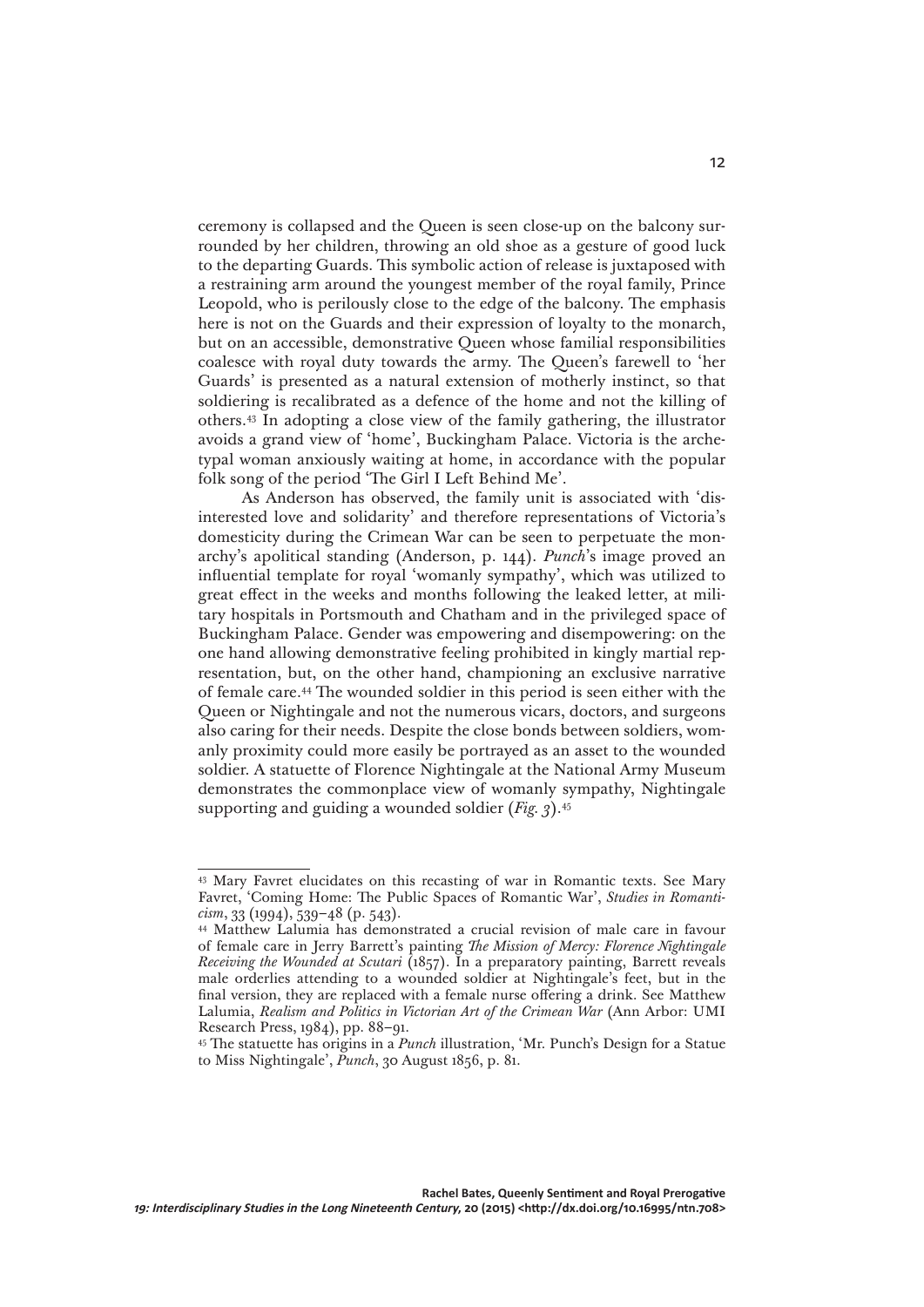ceremony is collapsed and the Queen is seen close-up on the balcony surrounded by her children, throwing an old shoe as a gesture of good luck to the departing Guards. This symbolic action of release is juxtaposed with a restraining arm around the youngest member of the royal family, Prince Leopold, who is perilously close to the edge of the balcony. The emphasis here is not on the Guards and their expression of loyalty to the monarch, but on an accessible, demonstrative Queen whose familial responsibilities coalesce with royal duty towards the army. The Queen's farewell to 'her Guards' is presented as a natural extension of motherly instinct, so that soldiering is recalibrated as a defence of the home and not the killing of others.[43] In adopting a close view of the family gathering, the illustrator avoids a grand view of 'home', Buckingham Palace. Victoria is the archetypal woman anxiously waiting at home, in accordance with the popular folk song of the period 'The Girl I Left Behind Me'.

As Anderson has observed, the family unit is associated with 'disinterested love and solidarity' and therefore representations of Victoria's domesticity during the Crimean War can be seen to perpetuate the monarchy's apolitical standing (Anderson, p. 144). *Punch*'s image proved an influential template for royal 'womanly sympathy', which was utilized to great effect in the weeks and months following the leaked letter, at military hospitals in Portsmouth and Chatham and in the privileged space of Buckingham Palace. Gender was empowering and disempowering: on the one hand allowing demonstrative feeling prohibited in kingly martial representation, but, on the other hand, championing an exclusive narrative of female care.[44] The wounded soldier in this period is seen either with the Queen or Nightingale and not the numerous vicars, doctors, and surgeons also caring for their needs. Despite the close bonds between soldiers, womanly proximity could more easily be portrayed as an asset to the wounded soldier. A statuette of Florence Nightingale at the National Army Museum demonstrates the commonplace view of womanly sympathy, Nightingale supporting and guiding a wounded soldier (*Fig. 3*).[45]

---

[43] Mary Favret elucidates on this recasting of war in Romantic texts. See Mary Favret, 'Coming Home: The Public Spaces of Romantic War', *Studies in Romanticism*, 33 (1994), 539–48 (p. 543).

[44] Matthew Lalumia has demonstrated a crucial revision of male care in favour of female care in Jerry Barrett's painting *The Mission of Mercy: Florence Nightingale Receiving the Wounded at Scutari* (1857). In a preparatory painting, Barrett reveals male orderlies attending to a wounded soldier at Nightingale's feet, but in the final version, they are replaced with a female nurse offering a drink. See Matthew Lalumia, *Realism and Politics in Victorian Art of the Crimean War* (Ann Arbor: UMI Research Press, 1984), pp. 88–91.

[45] The statuette has origins in a *Punch* illustration, 'Mr. Punch's Design for a Statue to Miss Nightingale', *Punch*, 30 August 1856, p. 81.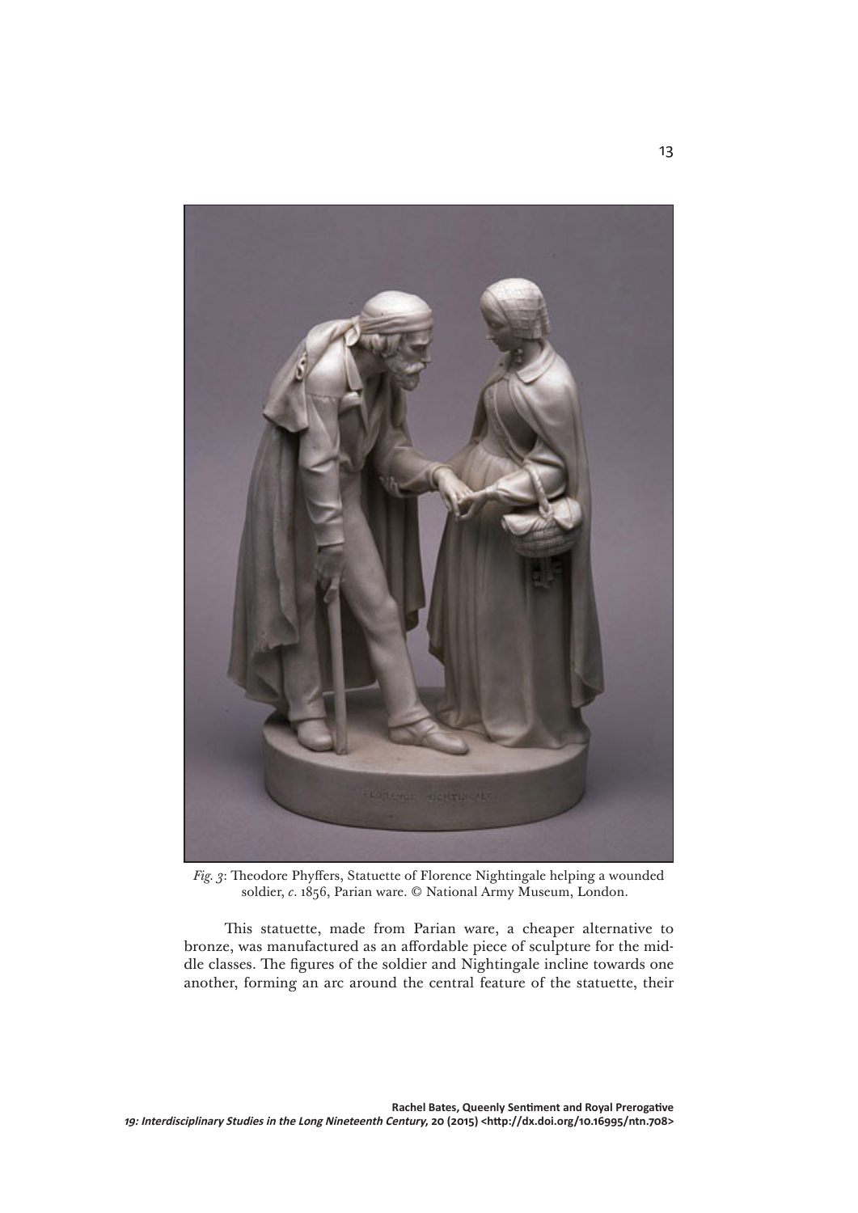*Fig. 3*: Theodore Phyffers, Statuette of Florence Nightingale helping a wounded soldier, *c*. 1856, Parian ware. © National Army Museum, London.

This statuette, made from Parian ware, a cheaper alternative to bronze, was manufactured as an affordable piece of sculpture for the middle classes. The figures of the soldier and Nightingale incline towards one another, forming an arc around the central feature of the statuette, their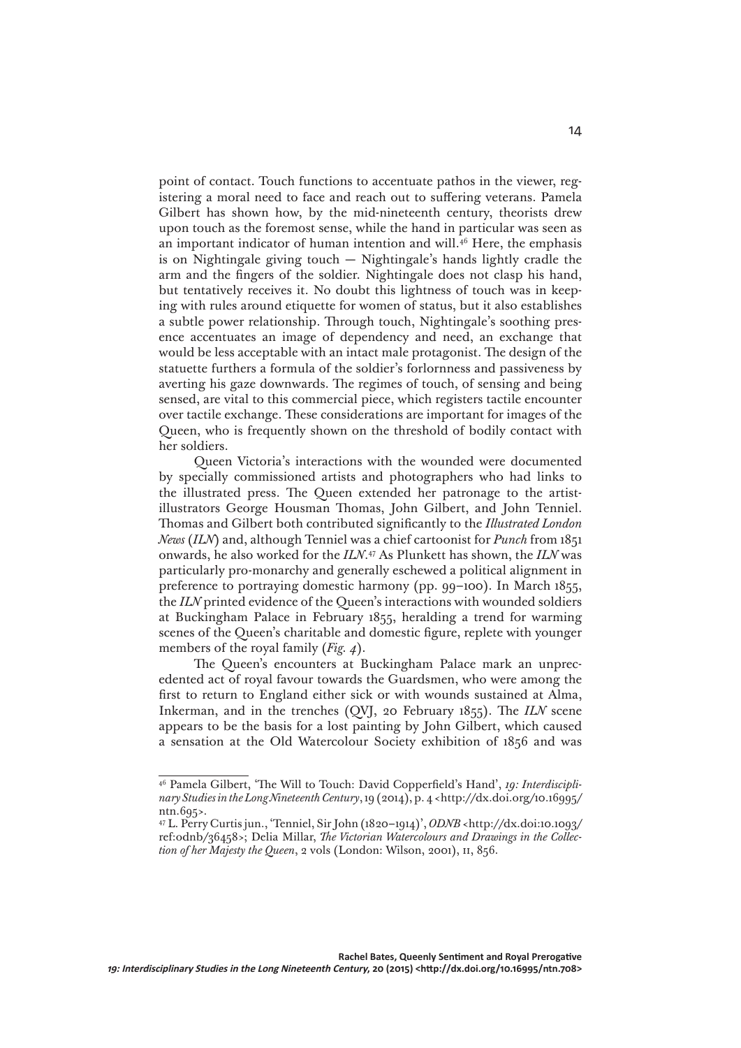point of contact. Touch functions to accentuate pathos in the viewer, registering a moral need to face and reach out to suffering veterans. Pamela Gilbert has shown how, by the mid-nineteenth century, theorists drew upon touch as the foremost sense, while the hand in particular was seen as an important indicator of human intention and will.[46] Here, the emphasis is on Nightingale giving touch — Nightingale's hands lightly cradle the arm and the fingers of the soldier. Nightingale does not clasp his hand, but tentatively receives it. No doubt this lightness of touch was in keeping with rules around etiquette for women of status, but it also establishes a subtle power relationship. Through touch, Nightingale's soothing presence accentuates an image of dependency and need, an exchange that would be less acceptable with an intact male protagonist. The design of the statuette furthers a formula of the soldier's forlornness and passiveness by averting his gaze downwards. The regimes of touch, of sensing and being sensed, are vital to this commercial piece, which registers tactile encounter over tactile exchange. These considerations are important for images of the Queen, who is frequently shown on the threshold of bodily contact with her soldiers.

Queen Victoria's interactions with the wounded were documented by specially commissioned artists and photographers who had links to the illustrated press. The Queen extended her patronage to the artist-illustrators George Housman Thomas, John Gilbert, and John Tenniel. Thomas and Gilbert both contributed significantly to the *Illustrated London News* (*ILN*) and, although Tenniel was a chief cartoonist for *Punch* from 1851 onwards, he also worked for the *ILN*.[47] As Plunkett has shown, the *ILN* was particularly pro-monarchy and generally eschewed a political alignment in preference to portraying domestic harmony (pp. 99–100). In March 1855, the *ILN* printed evidence of the Queen's interactions with wounded soldiers at Buckingham Palace in February 1855, heralding a trend for warming scenes of the Queen's charitable and domestic figure, replete with younger members of the royal family (*Fig. 4*).

The Queen's encounters at Buckingham Palace mark an unprecedented act of royal favour towards the Guardsmen, who were among the first to return to England either sick or with wounds sustained at Alma, Inkerman, and in the trenches (QVJ, 20 February 1855). The *ILN* scene appears to be the basis for a lost painting by John Gilbert, which caused a sensation at the Old Watercolour Society exhibition of 1856 and was

---

[46] Pamela Gilbert, 'The Will to Touch: David Copperfield's Hand', *19: Interdisciplinary Studies in the Long Nineteenth Century*, 19 (2014), p. 4 <http://dx.doi.org/10.16995/ntn.695>.

[47] L. Perry Curtis jun., 'Tenniel, Sir John (1820–1914)', *ODNB* <http://dx.doi:10.1093/ref:odnb/36458>; Delia Millar, *The Victorian Watercolours and Drawings in the Collection of her Majesty the Queen*, 2 vols (London: Wilson, 2001), II, 856.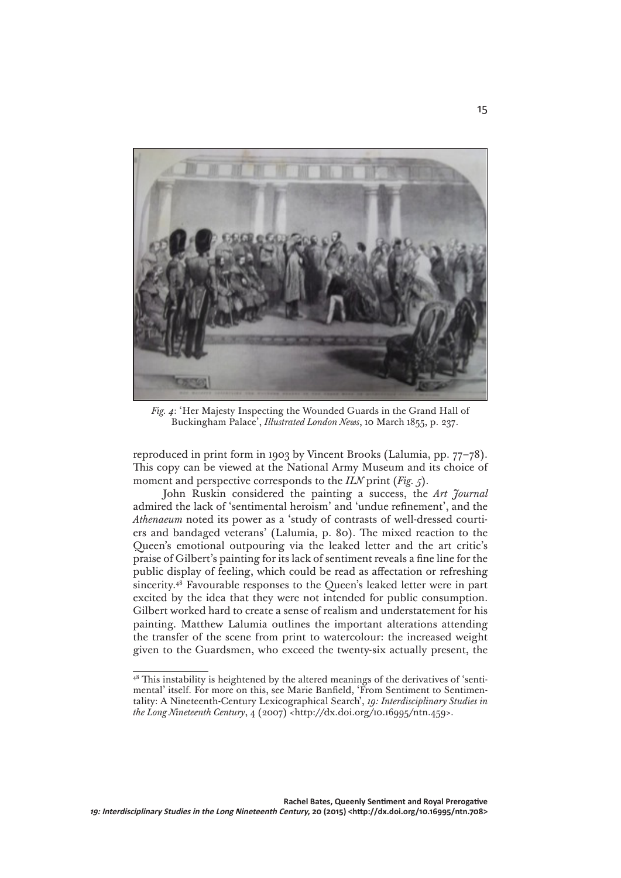*Fig. 4*: 'Her Majesty Inspecting the Wounded Guards in the Grand Hall of Buckingham Palace', *Illustrated London News*, 10 March 1855, p. 237.

reproduced in print form in 1903 by Vincent Brooks (Lalumia, pp. 77–78). This copy can be viewed at the National Army Museum and its choice of moment and perspective corresponds to the *ILN* print (*Fig. 5*).

John Ruskin considered the painting a success, the *Art Journal* admired the lack of 'sentimental heroism' and 'undue refinement', and the *Athenaeum* noted its power as a 'study of contrasts of well-dressed courtiers and bandaged veterans' (Lalumia, p. 80). The mixed reaction to the Queen's emotional outpouring via the leaked letter and the art critic's praise of Gilbert's painting for its lack of sentiment reveals a fine line for the public display of feeling, which could be read as affectation or refreshing sincerity.[48] Favourable responses to the Queen's leaked letter were in part excited by the idea that they were not intended for public consumption. Gilbert worked hard to create a sense of realism and understatement for his painting. Matthew Lalumia outlines the important alterations attending the transfer of the scene from print to watercolour: the increased weight given to the Guardsmen, who exceed the twenty-six actually present, the

[48] This instability is heightened by the altered meanings of the derivatives of 'sentimental' itself. For more on this, see Marie Banfield, 'From Sentiment to Sentimentality: A Nineteenth-Century Lexicographical Search', *19: Interdisciplinary Studies in the Long Nineteenth Century*, 4 (2007) <http://dx.doi.org/10.16995/ntn.459>.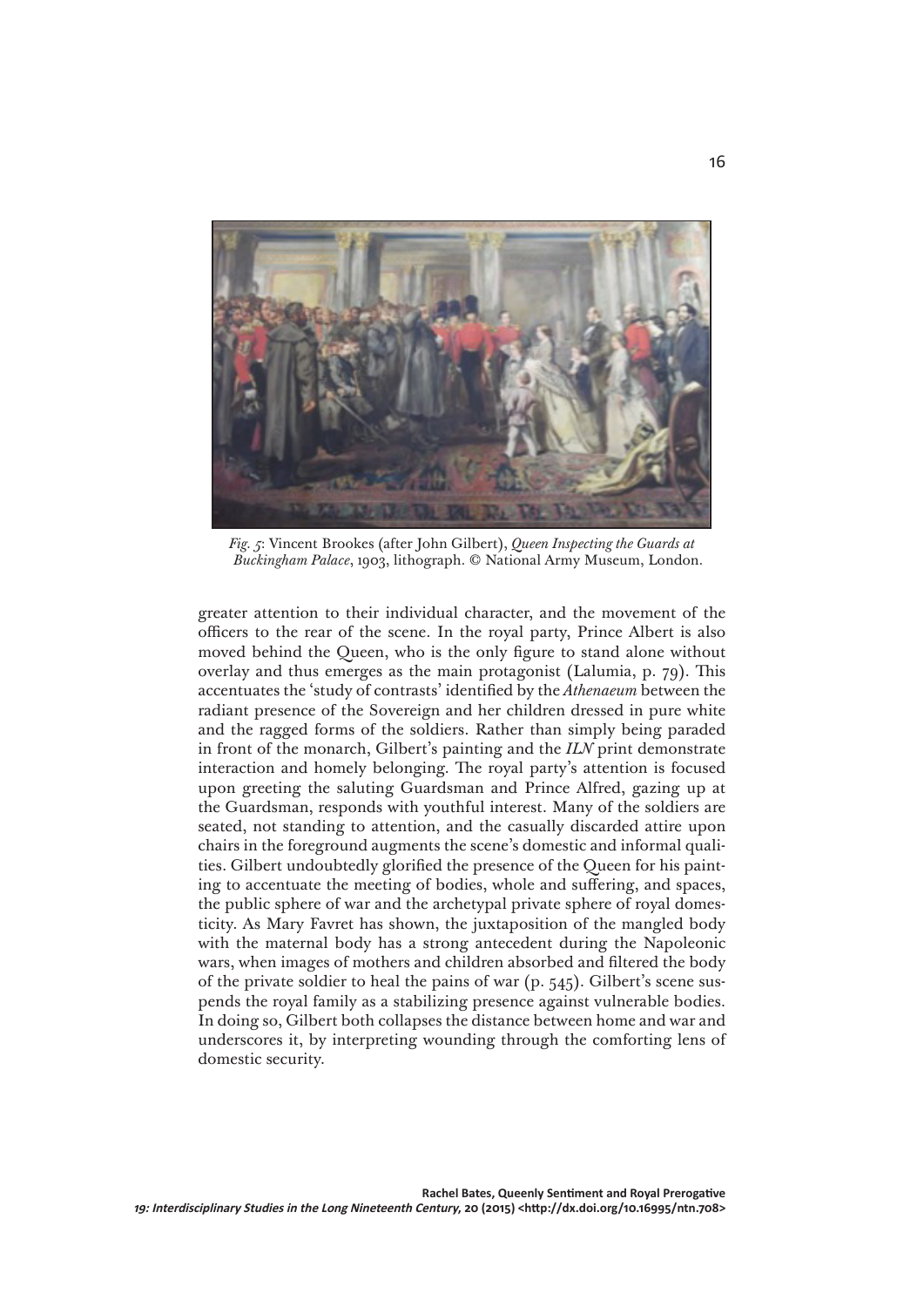*Fig. 5*: Vincent Brookes (after John Gilbert), *Queen Inspecting the Guards at Buckingham Palace*, 1903, lithograph. © National Army Museum, London.

greater attention to their individual character, and the movement of the officers to the rear of the scene. In the royal party, Prince Albert is also moved behind the Queen, who is the only figure to stand alone without overlay and thus emerges as the main protagonist (Lalumia, p. 79). This accentuates the 'study of contrasts' identified by the *Athenaeum* between the radiant presence of the Sovereign and her children dressed in pure white and the ragged forms of the soldiers. Rather than simply being paraded in front of the monarch, Gilbert's painting and the *ILN* print demonstrate interaction and homely belonging. The royal party's attention is focused upon greeting the saluting Guardsman and Prince Alfred, gazing up at the Guardsman, responds with youthful interest. Many of the soldiers are seated, not standing to attention, and the casually discarded attire upon chairs in the foreground augments the scene's domestic and informal qualities. Gilbert undoubtedly glorified the presence of the Queen for his painting to accentuate the meeting of bodies, whole and suffering, and spaces, the public sphere of war and the archetypal private sphere of royal domesticity. As Mary Favret has shown, the juxtaposition of the mangled body with the maternal body has a strong antecedent during the Napoleonic wars, when images of mothers and children absorbed and filtered the body of the private soldier to heal the pains of war (p. 545). Gilbert's scene suspends the royal family as a stabilizing presence against vulnerable bodies. In doing so, Gilbert both collapses the distance between home and war and underscores it, by interpreting wounding through the comforting lens of domestic security.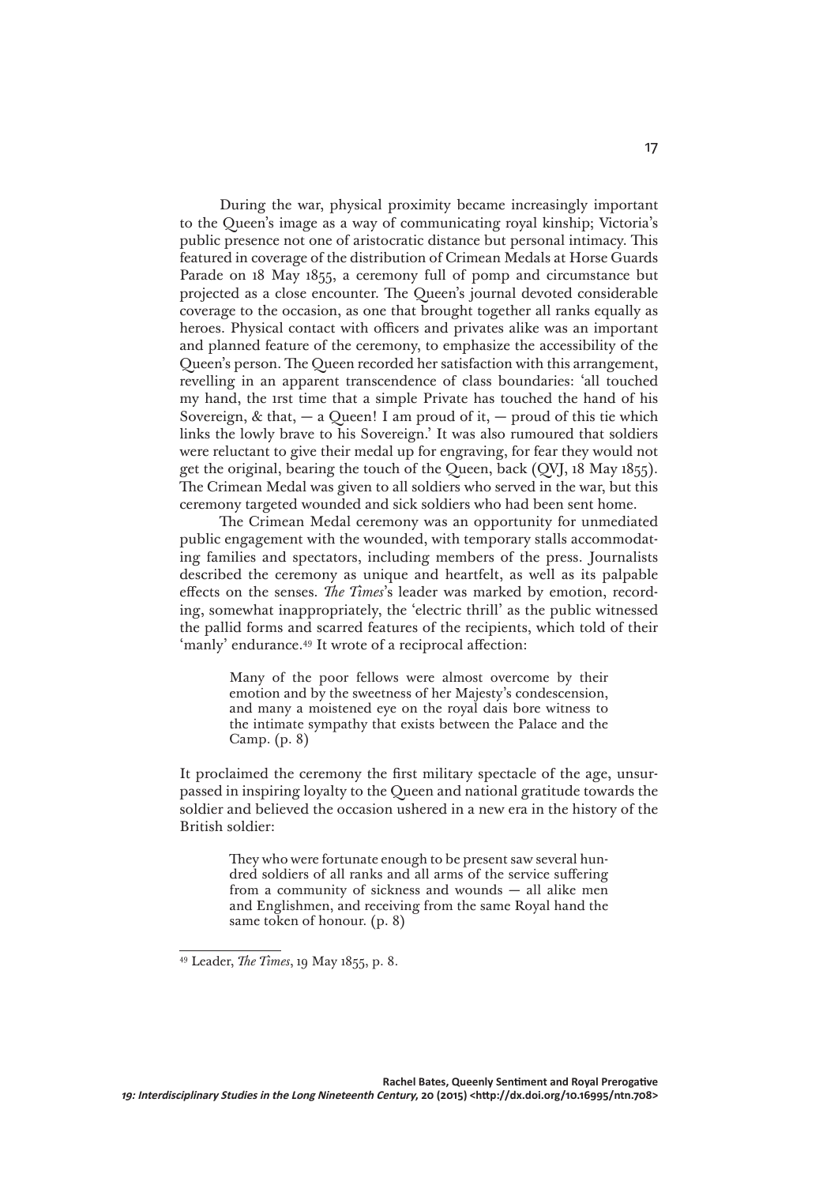During the war, physical proximity became increasingly important to the Queen's image as a way of communicating royal kinship; Victoria's public presence not one of aristocratic distance but personal intimacy. This featured in coverage of the distribution of Crimean Medals at Horse Guards Parade on 18 May 1855, a ceremony full of pomp and circumstance but projected as a close encounter. The Queen's journal devoted considerable coverage to the occasion, as one that brought together all ranks equally as heroes. Physical contact with officers and privates alike was an important and planned feature of the ceremony, to emphasize the accessibility of the Queen's person. The Queen recorded her satisfaction with this arrangement, revelling in an apparent transcendence of class boundaries: 'all touched my hand, the 1rst time that a simple Private has touched the hand of his Sovereign, & that, — a Queen! I am proud of it, — proud of this tie which links the lowly brave to his Sovereign.' It was also rumoured that soldiers were reluctant to give their medal up for engraving, for fear they would not get the original, bearing the touch of the Queen, back (QVJ, 18 May 1855). The Crimean Medal was given to all soldiers who served in the war, but this ceremony targeted wounded and sick soldiers who had been sent home.

The Crimean Medal ceremony was an opportunity for unmediated public engagement with the wounded, with temporary stalls accommodating families and spectators, including members of the press. Journalists described the ceremony as unique and heartfelt, as well as its palpable effects on the senses. *The Times*'s leader was marked by emotion, recording, somewhat inappropriately, the 'electric thrill' as the public witnessed the pallid forms and scarred features of the recipients, which told of their 'manly' endurance.[49] It wrote of a reciprocal affection:

> Many of the poor fellows were almost overcome by their emotion and by the sweetness of her Majesty's condescension, and many a moistened eye on the royal dais bore witness to the intimate sympathy that exists between the Palace and the Camp. (p. 8)

It proclaimed the ceremony the first military spectacle of the age, unsurpassed in inspiring loyalty to the Queen and national gratitude towards the soldier and believed the occasion ushered in a new era in the history of the British soldier:

> They who were fortunate enough to be present saw several hundred soldiers of all ranks and all arms of the service suffering from a community of sickness and wounds — all alike men and Englishmen, and receiving from the same Royal hand the same token of honour. (p. 8)

---

[49] Leader, *The Times*, 19 May 1855, p. 8.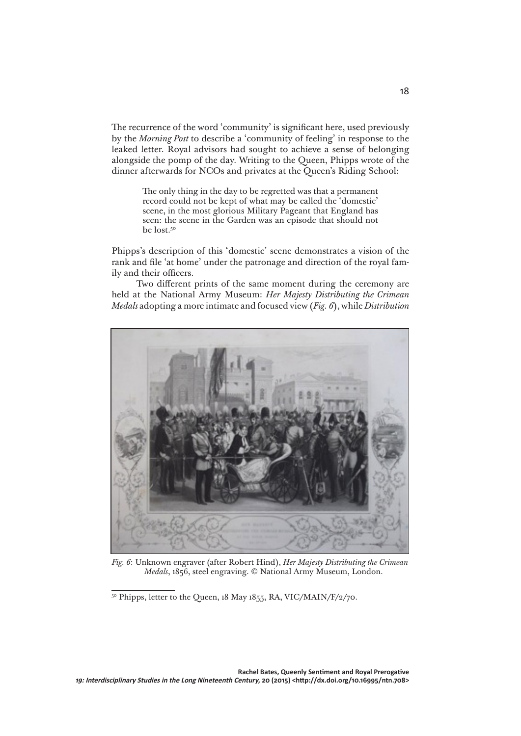The recurrence of the word 'community' is significant here, used previously by the *Morning Post* to describe a 'community of feeling' in response to the leaked letter. Royal advisors had sought to achieve a sense of belonging alongside the pomp of the day. Writing to the Queen, Phipps wrote of the dinner afterwards for NCOs and privates at the Queen's Riding School:

> The only thing in the day to be regretted was that a permanent record could not be kept of what may be called the 'domestic' scene, in the most glorious Military Pageant that England has seen: the scene in the Garden was an episode that should not be lost.[50]

Phipps's description of this 'domestic' scene demonstrates a vision of the rank and file 'at home' under the patronage and direction of the royal family and their officers.

Two different prints of the same moment during the ceremony are held at the National Army Museum: *Her Majesty Distributing the Crimean Medals* adopting a more intimate and focused view (*Fig. 6*), while *Distribution*

*Fig. 6*: Unknown engraver (after Robert Hind), *Her Majesty Distributing the Crimean Medals*, 1856, steel engraving. © National Army Museum, London.

[50] Phipps, letter to the Queen, 18 May 1855, RA, VIC/MAIN/F/2/70.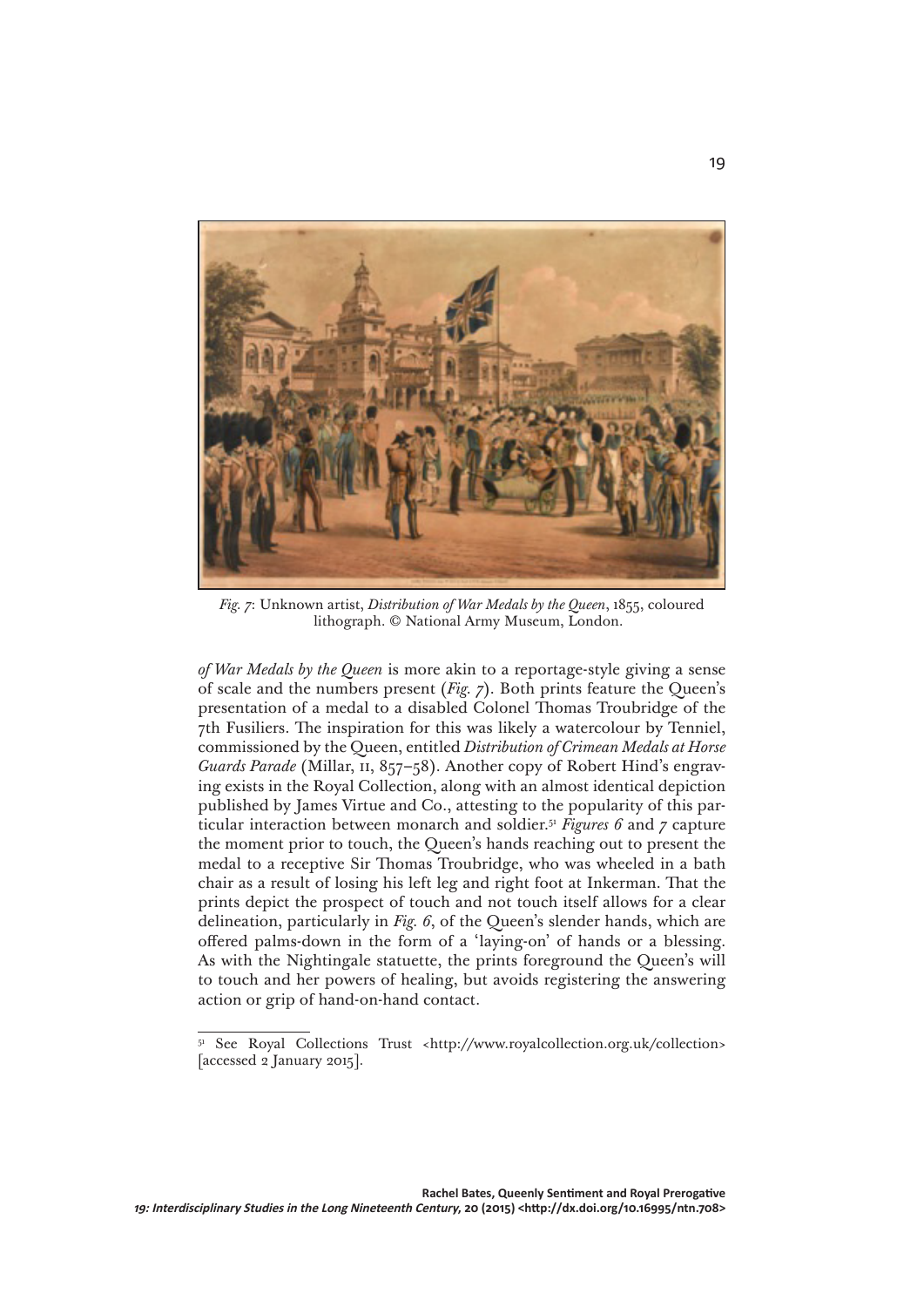*Fig. 7*: Unknown artist, *Distribution of War Medals by the Queen*, 1855, coloured lithograph. © National Army Museum, London.

*of War Medals by the Queen* is more akin to a reportage-style giving a sense of scale and the numbers present (*Fig. 7*). Both prints feature the Queen's presentation of a medal to a disabled Colonel Thomas Troubridge of the 7th Fusiliers. The inspiration for this was likely a watercolour by Tenniel, commissioned by the Queen, entitled *Distribution of Crimean Medals at Horse Guards Parade* (Millar, II, 857–58). Another copy of Robert Hind's engraving exists in the Royal Collection, along with an almost identical depiction published by James Virtue and Co., attesting to the popularity of this particular interaction between monarch and soldier.[51] *Figures 6* and *7* capture the moment prior to touch, the Queen's hands reaching out to present the medal to a receptive Sir Thomas Troubridge, who was wheeled in a bath chair as a result of losing his left leg and right foot at Inkerman. That the prints depict the prospect of touch and not touch itself allows for a clear delineation, particularly in *Fig. 6*, of the Queen's slender hands, which are offered palms-down in the form of a 'laying-on' of hands or a blessing. As with the Nightingale statuette, the prints foreground the Queen's will to touch and her powers of healing, but avoids registering the answering action or grip of hand-on-hand contact.

[51] See Royal Collections Trust <http://www.royalcollection.org.uk/collection> [accessed 2 January 2015].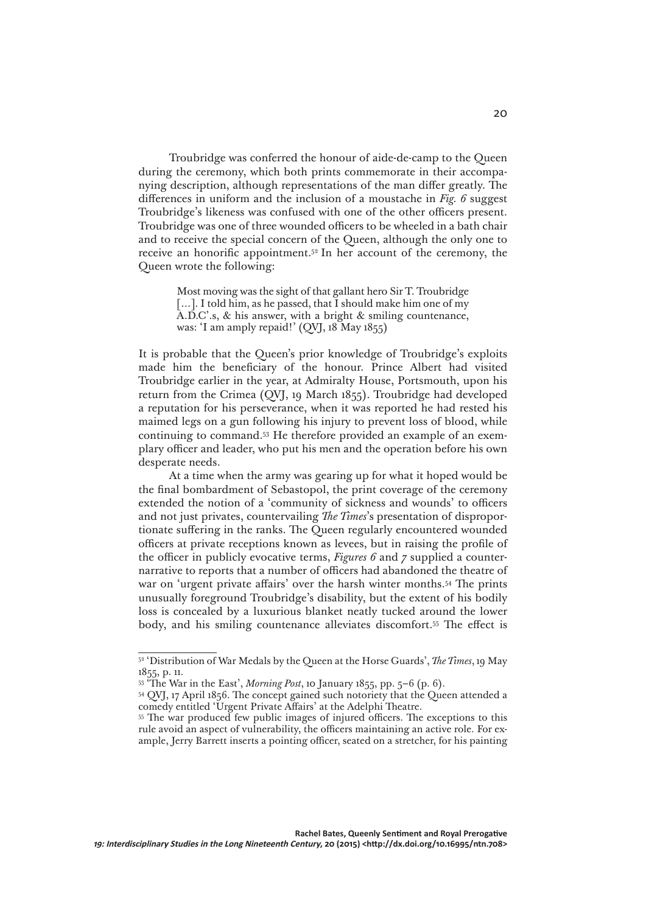Troubridge was conferred the honour of aide-de-camp to the Queen during the ceremony, which both prints commemorate in their accompanying description, although representations of the man differ greatly. The differences in uniform and the inclusion of a moustache in *Fig. 6* suggest Troubridge's likeness was confused with one of the other officers present. Troubridge was one of three wounded officers to be wheeled in a bath chair and to receive the special concern of the Queen, although the only one to receive an honorific appointment.[52] In her account of the ceremony, the Queen wrote the following:

> Most moving was the sight of that gallant hero Sir T. Troubridge [...]. I told him, as he passed, that I should make him one of my A.D.C'.s, & his answer, with a bright & smiling countenance, was: 'I am amply repaid!' (QVJ, 18 May 1855)

It is probable that the Queen's prior knowledge of Troubridge's exploits made him the beneficiary of the honour. Prince Albert had visited Troubridge earlier in the year, at Admiralty House, Portsmouth, upon his return from the Crimea (QVJ, 19 March 1855). Troubridge had developed a reputation for his perseverance, when it was reported he had rested his maimed legs on a gun following his injury to prevent loss of blood, while continuing to command.[53] He therefore provided an example of an exemplary officer and leader, who put his men and the operation before his own desperate needs.

At a time when the army was gearing up for what it hoped would be the final bombardment of Sebastopol, the print coverage of the ceremony extended the notion of a 'community of sickness and wounds' to officers and not just privates, countervailing *The Times*'s presentation of disproportionate suffering in the ranks. The Queen regularly encountered wounded officers at private receptions known as levees, but in raising the profile of the officer in publicly evocative terms, *Figures 6* and *7* supplied a counter-narrative to reports that a number of officers had abandoned the theatre of war on 'urgent private affairs' over the harsh winter months.[54] The prints unusually foreground Troubridge's disability, but the extent of his bodily loss is concealed by a luxurious blanket neatly tucked around the lower body, and his smiling countenance alleviates discomfort.[55] The effect is

---

[52] 'Distribution of War Medals by the Queen at the Horse Guards', *The Times*, 19 May 1855, p. 11.

[53] 'The War in the East', *Morning Post*, 10 January 1855, pp. 5–6 (p. 6).

[54] QVJ, 17 April 1856. The concept gained such notoriety that the Queen attended a comedy entitled 'Urgent Private Affairs' at the Adelphi Theatre.

[55] The war produced few public images of injured officers. The exceptions to this rule avoid an aspect of vulnerability, the officers maintaining an active role. For example, Jerry Barrett inserts a pointing officer, seated on a stretcher, for his painting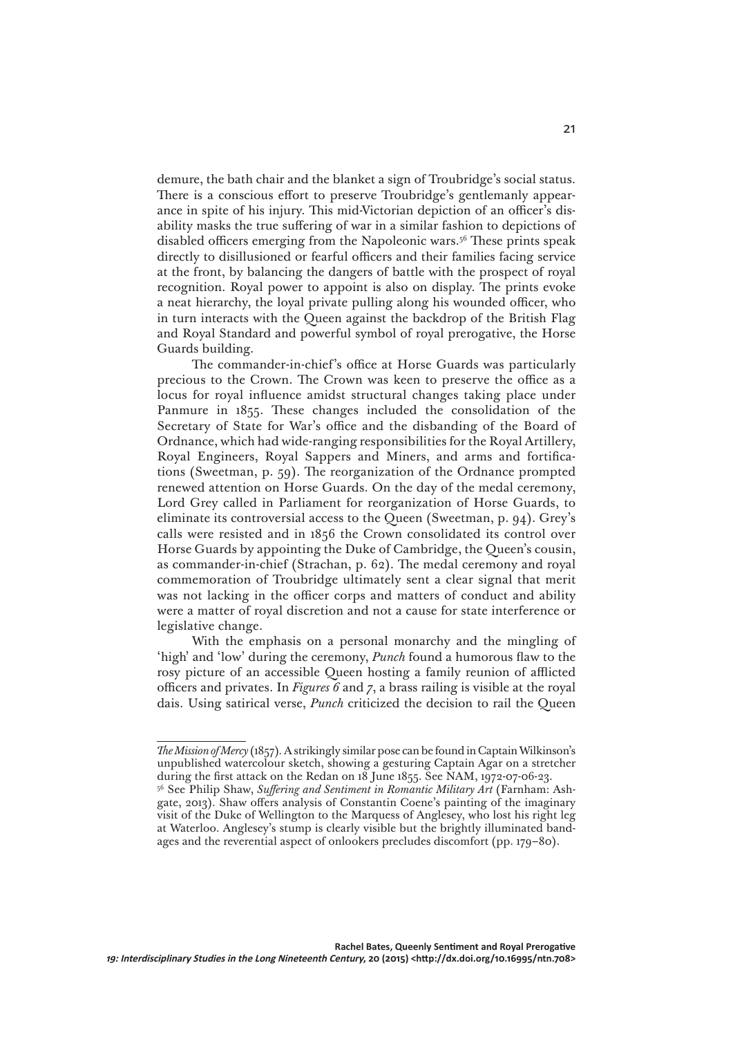demure, the bath chair and the blanket a sign of Troubridge's social status. There is a conscious effort to preserve Troubridge's gentlemanly appearance in spite of his injury. This mid-Victorian depiction of an officer's disability masks the true suffering of war in a similar fashion to depictions of disabled officers emerging from the Napoleonic wars.[56] These prints speak directly to disillusioned or fearful officers and their families facing service at the front, by balancing the dangers of battle with the prospect of royal recognition. Royal power to appoint is also on display. The prints evoke a neat hierarchy, the loyal private pulling along his wounded officer, who in turn interacts with the Queen against the backdrop of the British Flag and Royal Standard and powerful symbol of royal prerogative, the Horse Guards building.

The commander-in-chief's office at Horse Guards was particularly precious to the Crown. The Crown was keen to preserve the office as a locus for royal influence amidst structural changes taking place under Panmure in 1855. These changes included the consolidation of the Secretary of State for War's office and the disbanding of the Board of Ordnance, which had wide-ranging responsibilities for the Royal Artillery, Royal Engineers, Royal Sappers and Miners, and arms and fortifications (Sweetman, p. 59). The reorganization of the Ordnance prompted renewed attention on Horse Guards. On the day of the medal ceremony, Lord Grey called in Parliament for reorganization of Horse Guards, to eliminate its controversial access to the Queen (Sweetman, p. 94). Grey's calls were resisted and in 1856 the Crown consolidated its control over Horse Guards by appointing the Duke of Cambridge, the Queen's cousin, as commander-in-chief (Strachan, p. 62). The medal ceremony and royal commemoration of Troubridge ultimately sent a clear signal that merit was not lacking in the officer corps and matters of conduct and ability were a matter of royal discretion and not a cause for state interference or legislative change.

With the emphasis on a personal monarchy and the mingling of 'high' and 'low' during the ceremony, *Punch* found a humorous flaw to the rosy picture of an accessible Queen hosting a family reunion of afflicted officers and privates. In *Figures 6* and *7*, a brass railing is visible at the royal dais. Using satirical verse, *Punch* criticized the decision to rail the Queen

---

*The Mission of Mercy* (1857). A strikingly similar pose can be found in Captain Wilkinson's unpublished watercolour sketch, showing a gesturing Captain Agar on a stretcher during the first attack on the Redan on 18 June 1855. See NAM, 1972-07-06-23.

[56] See Philip Shaw, *Suffering and Sentiment in Romantic Military Art* (Farnham: Ashgate, 2013). Shaw offers analysis of Constantin Coene's painting of the imaginary visit of the Duke of Wellington to the Marquess of Anglesey, who lost his right leg at Waterloo. Anglesey's stump is clearly visible but the brightly illuminated bandages and the reverential aspect of onlookers precludes discomfort (pp. 179–80).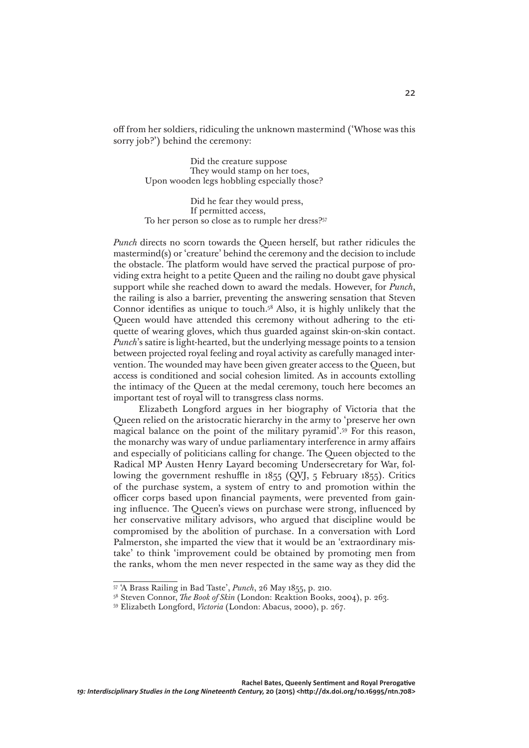off from her soldiers, ridiculing the unknown mastermind ('Whose was this sorry job?') behind the ceremony:

> Did the creature suppose
> They would stamp on her toes,
> Upon wooden legs hobbling especially those?
>
> Did he fear they would press,
> If permitted access,
> To her person so close as to rumple her dress?[57]

*Punch* directs no scorn towards the Queen herself, but rather ridicules the mastermind(s) or 'creature' behind the ceremony and the decision to include the obstacle. The platform would have served the practical purpose of providing extra height to a petite Queen and the railing no doubt gave physical support while she reached down to award the medals. However, for *Punch*, the railing is also a barrier, preventing the answering sensation that Steven Connor identifies as unique to touch.[58] Also, it is highly unlikely that the Queen would have attended this ceremony without adhering to the etiquette of wearing gloves, which thus guarded against skin-on-skin contact. *Punch*'s satire is light-hearted, but the underlying message points to a tension between projected royal feeling and royal activity as carefully managed intervention. The wounded may have been given greater access to the Queen, but access is conditioned and social cohesion limited. As in accounts extolling the intimacy of the Queen at the medal ceremony, touch here becomes an important test of royal will to transgress class norms.

Elizabeth Longford argues in her biography of Victoria that the Queen relied on the aristocratic hierarchy in the army to 'preserve her own magical balance on the point of the military pyramid'.[59] For this reason, the monarchy was wary of undue parliamentary interference in army affairs and especially of politicians calling for change. The Queen objected to the Radical MP Austen Henry Layard becoming Undersecretary for War, following the government reshuffle in 1855 (QVJ, 5 February 1855). Critics of the purchase system, a system of entry to and promotion within the officer corps based upon financial payments, were prevented from gaining influence. The Queen's views on purchase were strong, influenced by her conservative military advisors, who argued that discipline would be compromised by the abolition of purchase. In a conversation with Lord Palmerston, she imparted the view that it would be an 'extraordinary mistake' to think 'improvement could be obtained by promoting men from the ranks, whom the men never respected in the same way as they did the

---

[57] 'A Brass Railing in Bad Taste', *Punch*, 26 May 1855, p. 210.

[58] Steven Connor, *The Book of Skin* (London: Reaktion Books, 2004), p. 263.

[59] Elizabeth Longford, *Victoria* (London: Abacus, 2000), p. 267.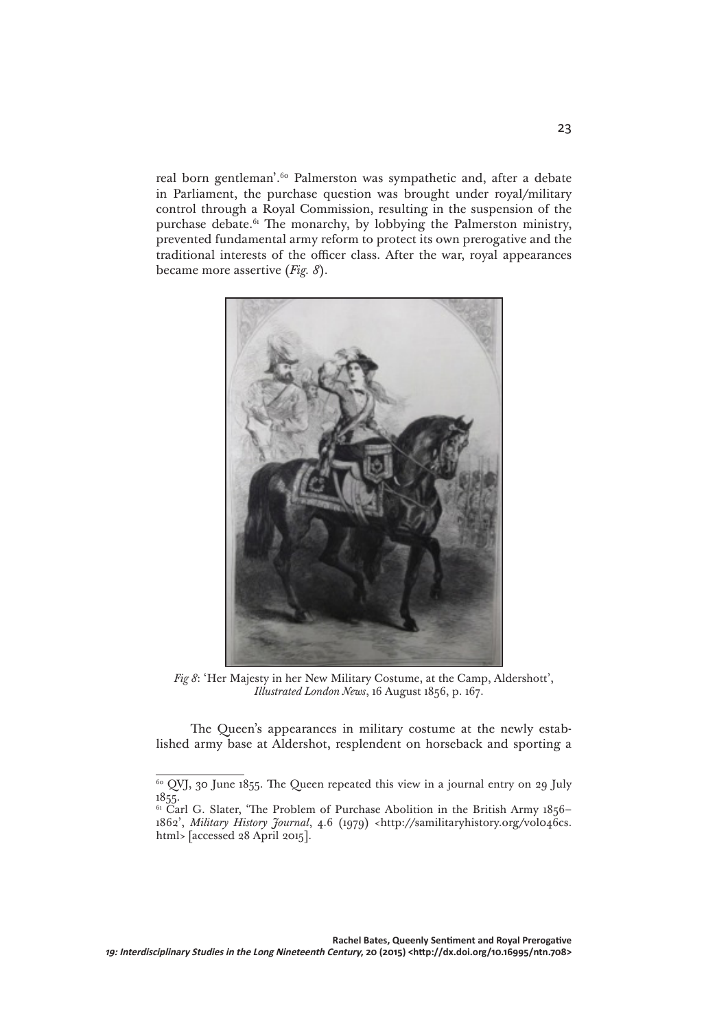real born gentleman'.[60] Palmerston was sympathetic and, after a debate in Parliament, the purchase question was brought under royal/military control through a Royal Commission, resulting in the suspension of the purchase debate.[61] The monarchy, by lobbying the Palmerston ministry, prevented fundamental army reform to protect its own prerogative and the traditional interests of the officer class. After the war, royal appearances became more assertive (*Fig. 8*).

*Fig 8*: 'Her Majesty in her New Military Costume, at the Camp, Aldershott', *Illustrated London News*, 16 August 1856, p. 167.

The Queen's appearances in military costume at the newly established army base at Aldershot, resplendent on horseback and sporting a

[60] QVJ, 30 June 1855. The Queen repeated this view in a journal entry on 29 July 1855.

[61] Carl G. Slater, 'The Problem of Purchase Abolition in the British Army 1856–1862', *Military History Journal*, 4.6 (1979) <http://samilitaryhistory.org/vol046cs.html> [accessed 28 April 2015].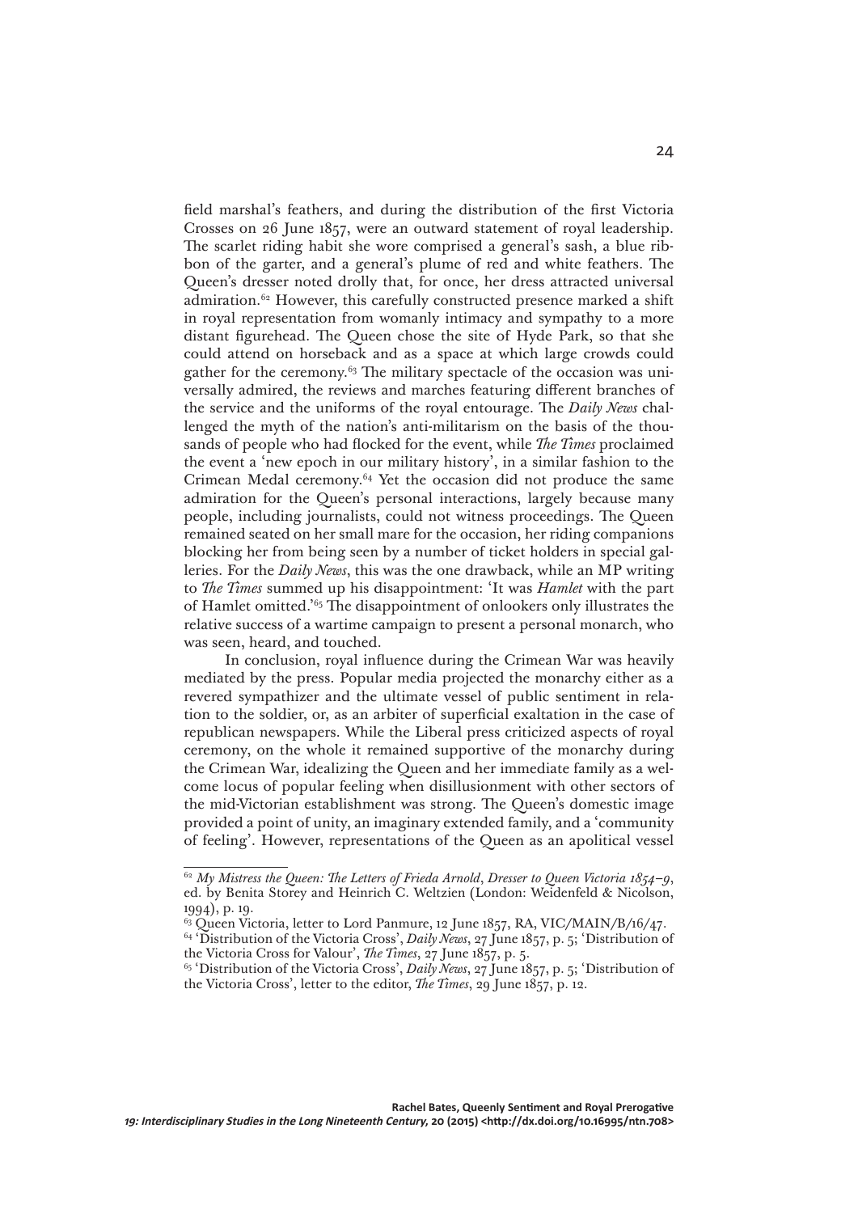field marshal's feathers, and during the distribution of the first Victoria Crosses on 26 June 1857, were an outward statement of royal leadership. The scarlet riding habit she wore comprised a general's sash, a blue ribbon of the garter, and a general's plume of red and white feathers. The Queen's dresser noted drolly that, for once, her dress attracted universal admiration.[62] However, this carefully constructed presence marked a shift in royal representation from womanly intimacy and sympathy to a more distant figurehead. The Queen chose the site of Hyde Park, so that she could attend on horseback and as a space at which large crowds could gather for the ceremony.[63] The military spectacle of the occasion was universally admired, the reviews and marches featuring different branches of the service and the uniforms of the royal entourage. The *Daily News* challenged the myth of the nation's anti-militarism on the basis of the thousands of people who had flocked for the event, while *The Times* proclaimed the event a 'new epoch in our military history', in a similar fashion to the Crimean Medal ceremony.[64] Yet the occasion did not produce the same admiration for the Queen's personal interactions, largely because many people, including journalists, could not witness proceedings. The Queen remained seated on her small mare for the occasion, her riding companions blocking her from being seen by a number of ticket holders in special galleries. For the *Daily News*, this was the one drawback, while an MP writing to *The Times* summed up his disappointment: 'It was *Hamlet* with the part of Hamlet omitted.'[65] The disappointment of onlookers only illustrates the relative success of a wartime campaign to present a personal monarch, who was seen, heard, and touched.

In conclusion, royal influence during the Crimean War was heavily mediated by the press. Popular media projected the monarchy either as a revered sympathizer and the ultimate vessel of public sentiment in relation to the soldier, or, as an arbiter of superficial exaltation in the case of republican newspapers. While the Liberal press criticized aspects of royal ceremony, on the whole it remained supportive of the monarchy during the Crimean War, idealizing the Queen and her immediate family as a welcome locus of popular feeling when disillusionment with other sectors of the mid-Victorian establishment was strong. The Queen's domestic image provided a point of unity, an imaginary extended family, and a 'community of feeling'. However, representations of the Queen as an apolitical vessel

---

[62] *My Mistress the Queen: The Letters of Frieda Arnold, Dresser to Queen Victoria 1854–9*, ed. by Benita Storey and Heinrich C. Weltzien (London: Weidenfeld & Nicolson, 1994), p. 19.

[63] Queen Victoria, letter to Lord Panmure, 12 June 1857, RA, VIC/MAIN/B/16/47.

[64] 'Distribution of the Victoria Cross', *Daily News*, 27 June 1857, p. 5; 'Distribution of the Victoria Cross for Valour', *The Times*, 27 June 1857, p. 5.

[65] 'Distribution of the Victoria Cross', *Daily News*, 27 June 1857, p. 5; 'Distribution of the Victoria Cross', letter to the editor, *The Times*, 29 June 1857, p. 12.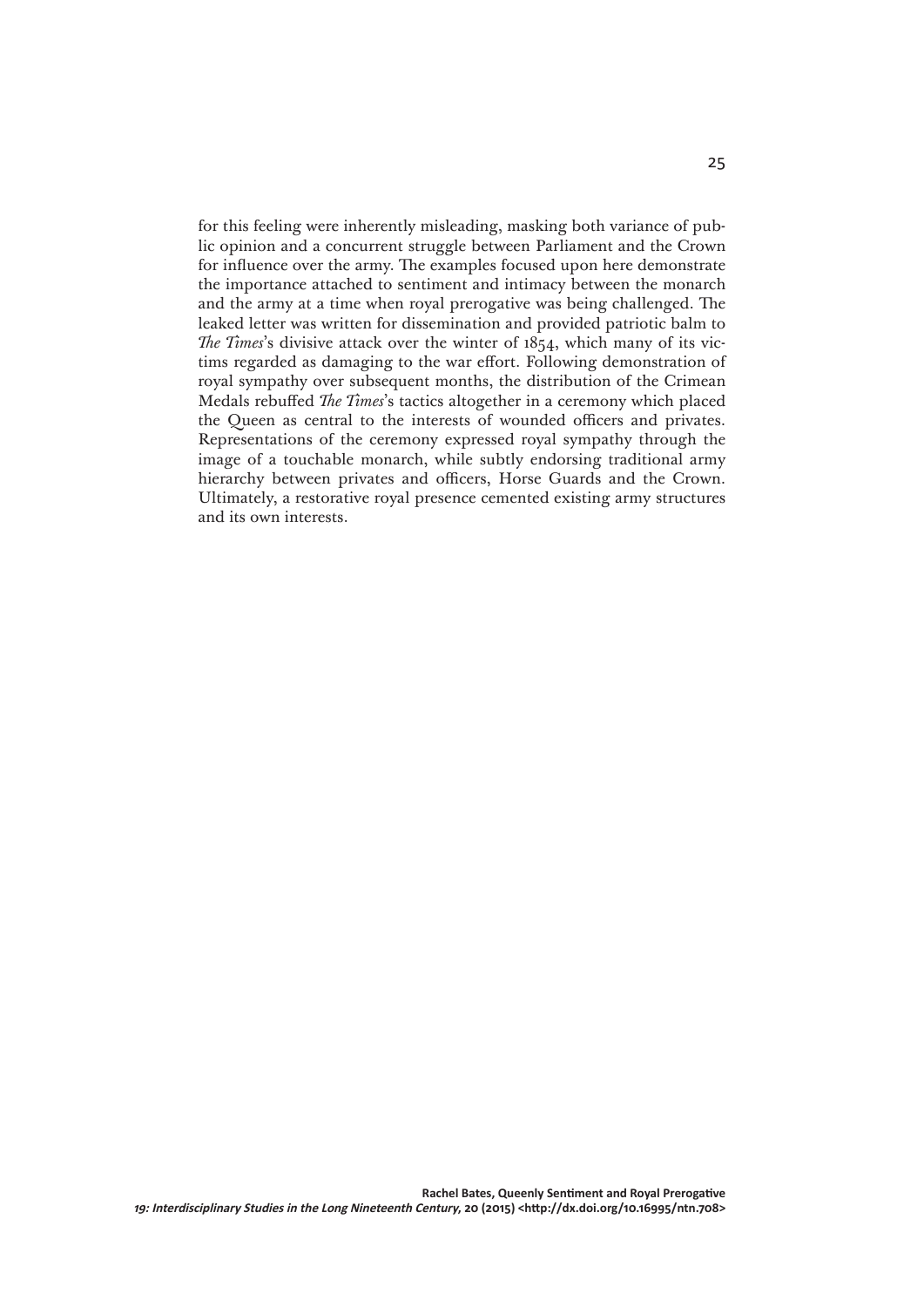for this feeling were inherently misleading, masking both variance of public opinion and a concurrent struggle between Parliament and the Crown for influence over the army. The examples focused upon here demonstrate the importance attached to sentiment and intimacy between the monarch and the army at a time when royal prerogative was being challenged. The leaked letter was written for dissemination and provided patriotic balm to *The Times*'s divisive attack over the winter of 1854, which many of its victims regarded as damaging to the war effort. Following demonstration of royal sympathy over subsequent months, the distribution of the Crimean Medals rebuffed *The Times*'s tactics altogether in a ceremony which placed the Queen as central to the interests of wounded officers and privates. Representations of the ceremony expressed royal sympathy through the image of a touchable monarch, while subtly endorsing traditional army hierarchy between privates and officers, Horse Guards and the Crown. Ultimately, a restorative royal presence cemented existing army structures and its own interests.